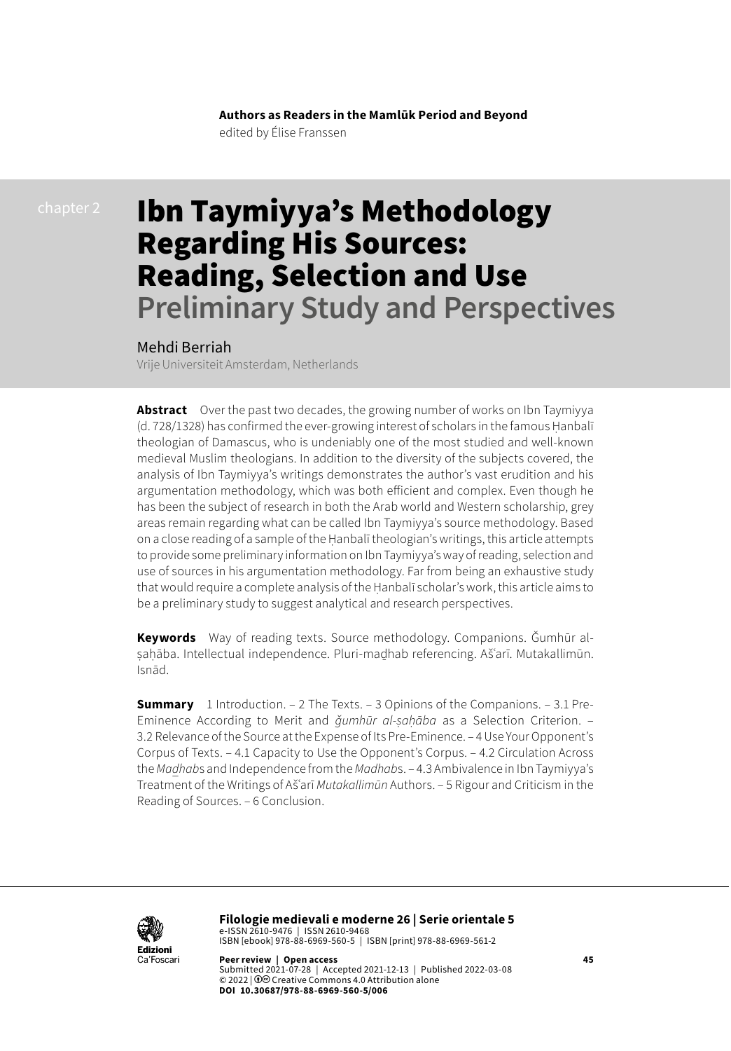**Authors as Readers in the Mamlūk Period and Beyond**
edited by Élise Franssen

chapter 2

# Ibn Taymiyya's Methodology Regarding His Sources: Reading, Selection and Use
## Preliminary Study and Perspectives

Mehdi Berriah
Vrije Universiteit Amsterdam, Netherlands

**Abstract** Over the past two decades, the growing number of works on Ibn Taymiyya (d. 728/1328) has confirmed the ever-growing interest of scholars in the famous Ḥanbalī theologian of Damascus, who is undeniably one of the most studied and well-known medieval Muslim theologians. In addition to the diversity of the subjects covered, the analysis of Ibn Taymiyya's writings demonstrates the author's vast erudition and his argumentation methodology, which was both efficient and complex. Even though he has been the subject of research in both the Arab world and Western scholarship, grey areas remain regarding what can be called Ibn Taymiyya's source methodology. Based on a close reading of a sample of the Ḥanbalī theologian's writings, this article attempts to provide some preliminary information on Ibn Taymiyya's way of reading, selection and use of sources in his argumentation methodology. Far from being an exhaustive study that would require a complete analysis of the Ḥanbalī scholar's work, this article aims to be a preliminary study to suggest analytical and research perspectives.

**Keywords** Way of reading texts. Source methodology. Companions. Ǧumhūr al-ṣaḥāba. Intellectual independence. Pluri-maḏhab referencing. Ašʿarī. Mutakallimūn. Isnād.

**Summary** 1 Introduction. – 2 The Texts. – 3 Opinions of the Companions. – 3.1 Pre-Eminence According to Merit and *ǧumhūr al-ṣaḥāba* as a Selection Criterion. – 3.2 Relevance of the Source at the Expense of Its Pre-Eminence. – 4 Use Your Opponent's Corpus of Texts. – 4.1 Capacity to Use the Opponent's Corpus. – 4.2 Circulation Across the *Maḏhab*s and Independence from the *Madhab*s. – 4.3 Ambivalence in Ibn Taymiyya's Treatment of the Writings of Ašʿarī *Mutakallimūn* Authors. – 5 Rigour and Criticism in the Reading of Sources. – 6 Conclusion.

**Filologie medievali e moderne 26 | Serie orientale 5**
e-ISSN 2610-9476 | ISSN 2610-9468
ISBN [ebook] 978-88-6969-560-5 | ISBN [print] 978-88-6969-561-2

**Peer review | Open access**
Submitted 2021-07-28 | Accepted 2021-12-13 | Published 2022-03-08
© 2022 | Creative Commons 4.0 Attribution alone
**DOI 10.30687/978-88-6969-560-5/006**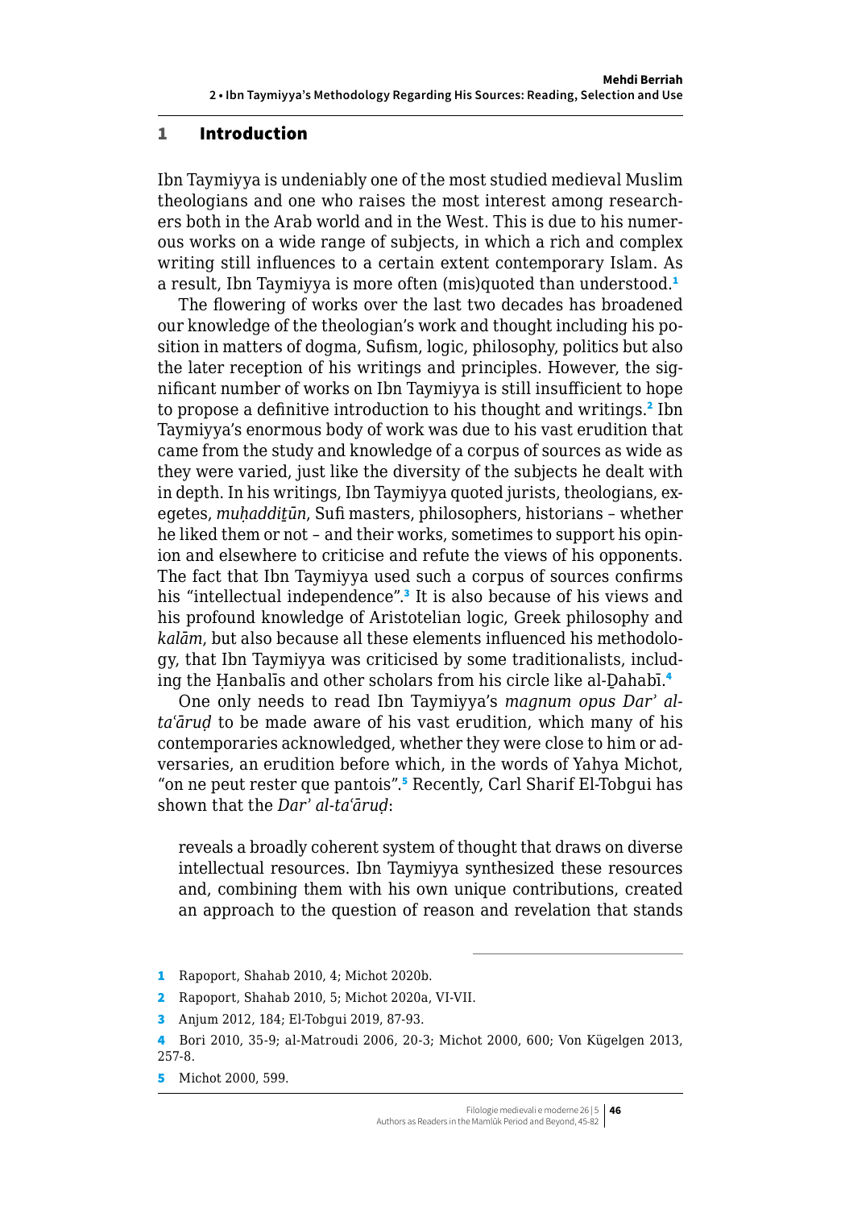## 1 Introduction

Ibn Taymiyya is undeniably one of the most studied medieval Muslim theologians and one who raises the most interest among researchers both in the Arab world and in the West. This is due to his numerous works on a wide range of subjects, in which a rich and complex writing still influences to a certain extent contemporary Islam. As a result, Ibn Taymiyya is more often (mis)quoted than understood.[1]

The flowering of works over the last two decades has broadened our knowledge of the theologian's work and thought including his position in matters of dogma, Sufism, logic, philosophy, politics but also the later reception of his writings and principles. However, the significant number of works on Ibn Taymiyya is still insufficient to hope to propose a definitive introduction to his thought and writings.[2] Ibn Taymiyya's enormous body of work was due to his vast erudition that came from the study and knowledge of a corpus of sources as wide as they were varied, just like the diversity of the subjects he dealt with in depth. In his writings, Ibn Taymiyya quoted jurists, theologians, exegetes, *muḥaddiṯūn*, Sufi masters, philosophers, historians – whether he liked them or not – and their works, sometimes to support his opinion and elsewhere to criticise and refute the views of his opponents. The fact that Ibn Taymiyya used such a corpus of sources confirms his "intellectual independence".[3] It is also because of his views and his profound knowledge of Aristotelian logic, Greek philosophy and *kalām*, but also because all these elements influenced his methodology, that Ibn Taymiyya was criticised by some traditionalists, including the Ḥanbalīs and other scholars from his circle like al-Ḏahabī.[4]

One only needs to read Ibn Taymiyya's *magnum opus Darʾ al-taʿāruḍ* to be made aware of his vast erudition, which many of his contemporaries acknowledged, whether they were close to him or adversaries, an erudition before which, in the words of Yahya Michot, "on ne peut rester que pantois".[5] Recently, Carl Sharif El-Tobgui has shown that the *Darʾ al-taʿāruḍ*:

> reveals a broadly coherent system of thought that draws on diverse intellectual resources. Ibn Taymiyya synthesized these resources and, combining them with his own unique contributions, created an approach to the question of reason and revelation that stands

---

1 Rapoport, Shahab 2010, 4; Michot 2020b.

2 Rapoport, Shahab 2010, 5; Michot 2020a, VI-VII.

3 Anjum 2012, 184; El-Tobgui 2019, 87-93.

4 Bori 2010, 35-9; al-Matroudi 2006, 20-3; Michot 2000, 600; Von Kügelgen 2013, 257-8.

5 Michot 2000, 599.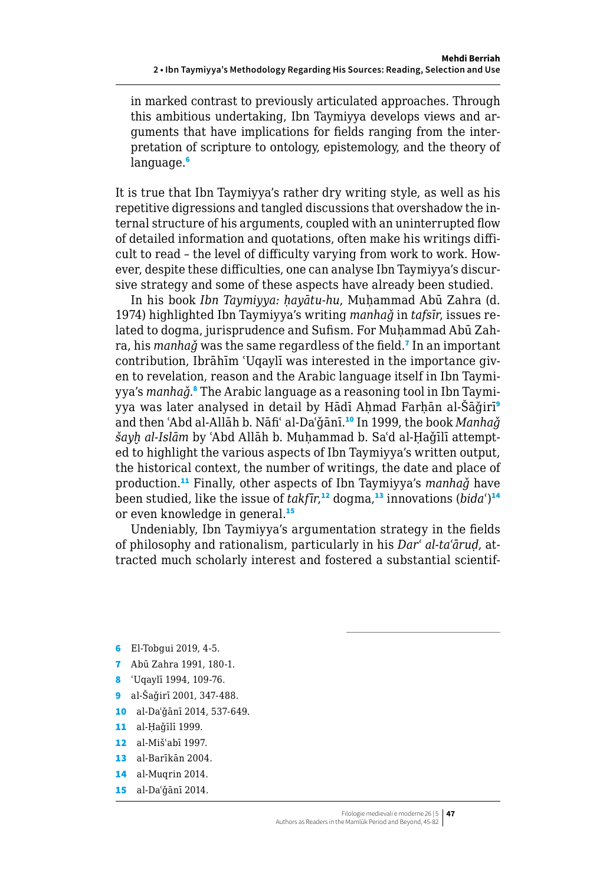in marked contrast to previously articulated approaches. Through this ambitious undertaking, Ibn Taymiyya develops views and arguments that have implications for fields ranging from the interpretation of scripture to ontology, epistemology, and the theory of language.[6]

It is true that Ibn Taymiyya's rather dry writing style, as well as his repetitive digressions and tangled discussions that overshadow the internal structure of his arguments, coupled with an uninterrupted flow of detailed information and quotations, often make his writings difficult to read – the level of difficulty varying from work to work. However, despite these difficulties, one can analyse Ibn Taymiyya's discursive strategy and some of these aspects have already been studied.

In his book *Ibn Taymiyya: ḥayātu-hu*, Muḥammad Abū Zahra (d. 1974) highlighted Ibn Taymiyya's writing *manhaǧ* in *tafsīr*, issues related to dogma, jurisprudence and Sufism. For Muḥammad Abū Zahra, his *manhaǧ* was the same regardless of the field.[7] In an important contribution, Ibrāhīm ʿUqaylī was interested in the importance given to revelation, reason and the Arabic language itself in Ibn Taymiyya's *manhaǧ*.[8] The Arabic language as a reasoning tool in Ibn Taymiyya was later analysed in detail by Hādī Aḥmad Farḥān al-Šāǧirī[9] and then ʿAbd al-Allāh b. Nāfiʿ al-Daʿǧānī.[10] In 1999, the book *Manhaǧ šayḫ al-Islām* by ʿAbd Allāh b. Muḥammad b. Saʿd al-Ḥaǧīlī attempted to highlight the various aspects of Ibn Taymiyya's written output, the historical context, the number of writings, the date and place of production.[11] Finally, other aspects of Ibn Taymiyya's *manhaǧ* have been studied, like the issue of *takfīr*,[12] dogma,[13] innovations (*bidaʿ*)[14] or even knowledge in general.[15]

Undeniably, Ibn Taymiyya's argumentation strategy in the fields of philosophy and rationalism, particularly in his *Darʾ al-taʿāruḍ*, attracted much scholarly interest and fostered a substantial scientif-

---

6 El-Tobgui 2019, 4-5.

7 Abū Zahra 1991, 180-1.

8 ʿUqaylī 1994, 109-76.

9 al-Šaǧirī 2001, 347-488.

10 al-Daʿǧānī 2014, 537-649.

11 al-Ḥaǧīlī 1999.

12 al-Mišʿabī 1997.

13 al-Barīkān 2004.

14 al-Muqrin 2014.

15 al-Daʿǧānī 2014.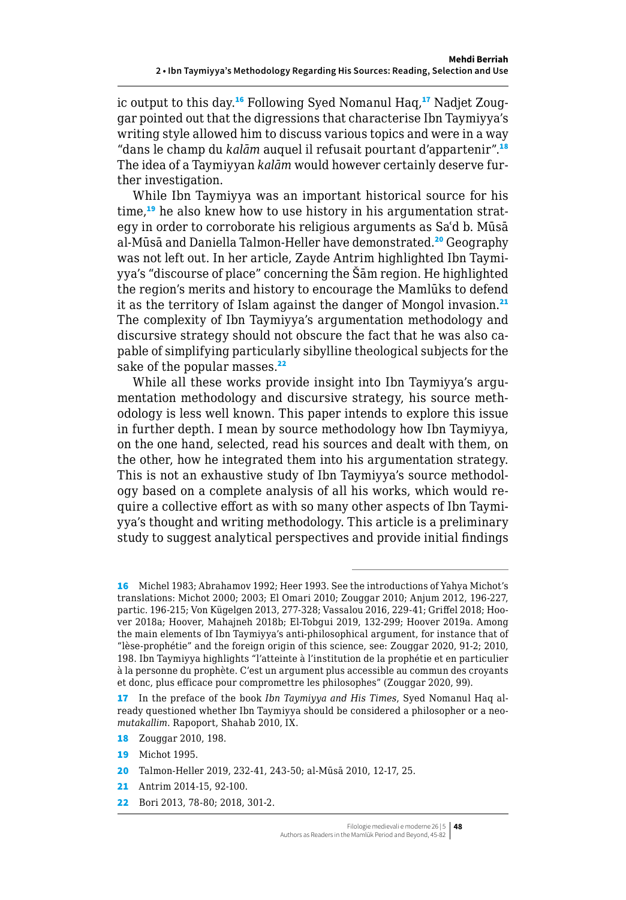ic output to this day.[16] Following Syed Nomanul Haq,[17] Nadjet Zouggar pointed out that the digressions that characterise Ibn Taymiyya's writing style allowed him to discuss various topics and were in a way "dans le champ du *kalām* auquel il refusait pourtant d'appartenir".[18] The idea of a Taymiyyan *kalām* would however certainly deserve further investigation.

While Ibn Taymiyya was an important historical source for his time,[19] he also knew how to use history in his argumentation strategy in order to corroborate his religious arguments as Saʿd b. Mūsā al-Mūsā and Daniella Talmon-Heller have demonstrated.[20] Geography was not left out. In her article, Zayde Antrim highlighted Ibn Taymiyya's "discourse of place" concerning the Šām region. He highlighted the region's merits and history to encourage the Mamlūks to defend it as the territory of Islam against the danger of Mongol invasion.[21] The complexity of Ibn Taymiyya's argumentation methodology and discursive strategy should not obscure the fact that he was also capable of simplifying particularly sibylline theological subjects for the sake of the popular masses.[22]

While all these works provide insight into Ibn Taymiyya's argumentation methodology and discursive strategy, his source methodology is less well known. This paper intends to explore this issue in further depth. I mean by source methodology how Ibn Taymiyya, on the one hand, selected, read his sources and dealt with them, on the other, how he integrated them into his argumentation strategy. This is not an exhaustive study of Ibn Taymiyya's source methodology based on a complete analysis of all his works, which would require a collective effort as with so many other aspects of Ibn Taymiyya's thought and writing methodology. This article is a preliminary study to suggest analytical perspectives and provide initial findings

---

16 Michel 1983; Abrahamov 1992; Heer 1993. See the introductions of Yahya Michot's translations: Michot 2000; 2003; El Omari 2010; Zouggar 2010; Anjum 2012, 196-227, partic. 196-215; Von Kügelgen 2013, 277-328; Vassalou 2016, 229-41; Griffel 2018; Hoover 2018a; Hoover, Mahajneh 2018b; El-Tobgui 2019, 132-299; Hoover 2019a. Among the main elements of Ibn Taymiyya's anti-philosophical argument, for instance that of "lèse-prophétie" and the foreign origin of this science, see: Zouggar 2020, 91-2; 2010, 198. Ibn Taymiyya highlights "l'atteinte à l'institution de la prophétie et en particulier à la personne du prophète. C'est un argument plus accessible au commun des croyants et donc, plus efficace pour compromettre les philosophes" (Zouggar 2020, 99).

17 In the preface of the book *Ibn Taymiyya and His Times*, Syed Nomanul Haq already questioned whether Ibn Taymiyya should be considered a philosopher or a neo-*mutakallim*. Rapoport, Shahab 2010, IX.

18 Zouggar 2010, 198.

19 Michot 1995.

20 Talmon-Heller 2019, 232-41, 243-50; al-Mūsā 2010, 12-17, 25.

21 Antrim 2014-15, 92-100.

22 Bori 2013, 78-80; 2018, 301-2.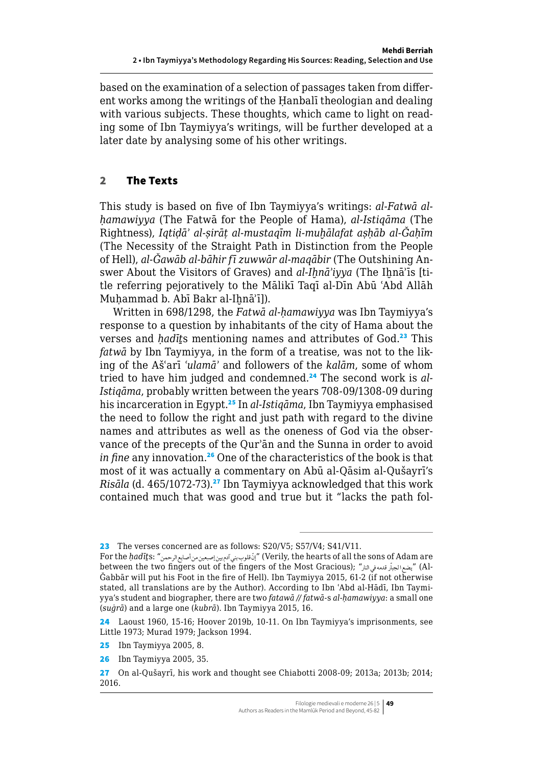based on the examination of a selection of passages taken from different works among the writings of the Ḥanbalī theologian and dealing with various subjects. These thoughts, which came to light on reading some of Ibn Taymiyya's writings, will be further developed at a later date by analysing some of his other writings.

## 2 The Texts

This study is based on five of Ibn Taymiyya's writings: *al-Fatwā al-ḥamawiyya* (The Fatwā for the People of Hama), *al-Istiqāma* (The Rightness), *Iqtiḍā' al-ṣirāṭ al-mustaqīm li-muḫālafat aṣḥāb al-Ǧaḥīm* (The Necessity of the Straight Path in Distinction from the People of Hell), *al-Ǧawāb al-bāhir fī zuwwār al-maqābir* (The Outshining Answer About the Visitors of Graves) and *al-Iḫnā'iyya* (The Iḫnā'īs [title referring pejoratively to the Mālikī Taqī al-Dīn Abū ʿAbd Allāh Muḥammad b. Abī Bakr al-Iḫnā'ī]).

Written in 698/1298, the *Fatwā al-ḥamawiyya* was Ibn Taymiyya's response to a question by inhabitants of the city of Hama about the verses and *ḥadīṯ*s mentioning names and attributes of God.[23] This *fatwā* by Ibn Taymiyya, in the form of a treatise, was not to the liking of the Ašʿarī *ʿulamā'* and followers of the *kalām*, some of whom tried to have him judged and condemned.[24] The second work is *al-Istiqāma*, probably written between the years 708-09/1308-09 during his incarceration in Egypt.[25] In *al-Istiqāma*, Ibn Taymiyya emphasised the need to follow the right and just path with regard to the divine names and attributes as well as the oneness of God via the observance of the precepts of the Qur'ān and the Sunna in order to avoid *in fine* any innovation.[26] One of the characteristics of the book is that most of it was actually a commentary on Abū al-Qāsim al-Qušayrī's *Risāla* (d. 465/1072-73).[27] Ibn Taymiyya acknowledged that this work contained much that was good and true but it "lacks the path fol-

---

23 The verses concerned are as follows: S20/V5; S57/V4; S41/V11.
For the *ḥadīṯ*s: "إنّ قلوب بني آدم بين إصبعين من أصابع الرحمن" (Verily, the hearts of all the sons of Adam are between the two fingers out of the fingers of the Most Gracious); "يضع الجبّار قدمه في النار" (Al-Ǧabbār will put his Foot in the fire of Hell). Ibn Taymiyya 2015, 61-2 (if not otherwise stated, all translations are by the Author). According to Ibn ʿAbd al-Hādī, Ibn Taymiyya's student and biographer, there are two *fatawā // fatwā*-s *al-ḥamawiyya*: a small one (*ṣuġrā*) and a large one (*kubrā*). Ibn Taymiyya 2015, 16.

24 Laoust 1960, 15-16; Hoover 2019b, 10-11. On Ibn Taymiyya's imprisonments, see Little 1973; Murad 1979; Jackson 1994.

25 Ibn Taymiyya 2005, 8.

26 Ibn Taymiyya 2005, 35.

27 On al-Qušayrī, his work and thought see Chiabotti 2008-09; 2013a; 2013b; 2014; 2016.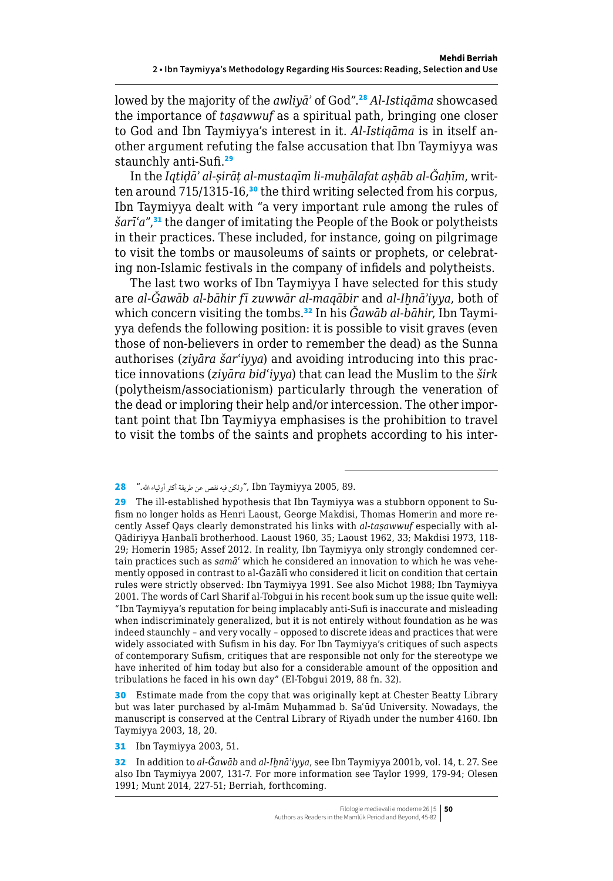lowed by the majority of the *awliyā'* of God".[28] *Al-Istiqāma* showcased the importance of *taṣawwuf* as a spiritual path, bringing one closer to God and Ibn Taymiyya's interest in it. *Al-Istiqāma* is in itself another argument refuting the false accusation that Ibn Taymiyya was staunchly anti-Sufi.[29]

In the *Iqtiḍā' al-ṣirāṭ al-mustaqīm li-muḫālafat aṣḥāb al-Ǧaḥīm*, written around 715/1315-16,[30] the third writing selected from his corpus, Ibn Taymiyya dealt with "a very important rule among the rules of *šarī'a*",[31] the danger of imitating the People of the Book or polytheists in their practices. These included, for instance, going on pilgrimage to visit the tombs or mausoleums of saints or prophets, or celebrating non-Islamic festivals in the company of infidels and polytheists.

The last two works of Ibn Taymiyya I have selected for this study are *al-Ǧawāb al-bāhir fī zuwwār al-maqābir* and *al-Iḫnā'iyya*, both of which concern visiting the tombs.[32] In his *Ǧawāb al-bāhir*, Ibn Taymiyya defends the following position: it is possible to visit graves (even those of non-believers in order to remember the dead) as the Sunna authorises (*ziyāra šar'iyya*) and avoiding introducing into this practice innovations (*ziyāra bid'iyya*) that can lead the Muslim to the *širk* (polytheism/associationism) particularly through the veneration of the dead or imploring their help and/or intercession. The other important point that Ibn Taymiyya emphasises is the prohibition to travel to visit the tombs of the saints and prophets according to his inter-

---

28 "ولكن فيه نقص عن طريقة أكثر أولياء الله.", Ibn Taymiyya 2005, 89.

29 The ill-established hypothesis that Ibn Taymiyya was a stubborn opponent to Sufism no longer holds as Henri Laoust, George Makdisi, Thomas Homerin and more recently Assef Qays clearly demonstrated his links with *al-taṣawwuf* especially with al-Qādiriyya Ḥanbalī brotherhood. Laoust 1960, 35; Laoust 1962, 33; Makdisi 1973, 118-29; Homerin 1985; Assef 2012. In reality, Ibn Taymiyya only strongly condemned certain practices such as *samā'* which he considered an innovation to which he was vehemently opposed in contrast to al-Ġazālī who considered it licit on condition that certain rules were strictly observed: Ibn Taymiyya 1991. See also Michot 1988; Ibn Taymiyya 2001. The words of Carl Sharif al-Tobgui in his recent book sum up the issue quite well: "Ibn Taymiyya's reputation for being implacably anti-Sufi is inaccurate and misleading when indiscriminately generalized, but it is not entirely without foundation as he was indeed staunchly – and very vocally – opposed to discrete ideas and practices that were widely associated with Sufism in his day. For Ibn Taymiyya's critiques of such aspects of contemporary Sufism, critiques that are responsible not only for the stereotype we have inherited of him today but also for a considerable amount of the opposition and tribulations he faced in his own day" (El-Tobgui 2019, 88 fn. 32).

30 Estimate made from the copy that was originally kept at Chester Beatty Library but was later purchased by al-Imām Muḥammad b. Sa'ūd University. Nowadays, the manuscript is conserved at the Central Library of Riyadh under the number 4160. Ibn Taymiyya 2003, 18, 20.

31 Ibn Taymiyya 2003, 51.

32 In addition to *al-Ǧawāb* and *al-Iḫnā'iyya*, see Ibn Taymiyya 2001b, vol. 14, t. 27. See also Ibn Taymiyya 2007, 131-7. For more information see Taylor 1999, 179-94; Olesen 1991; Munt 2014, 227-51; Berriah, forthcoming.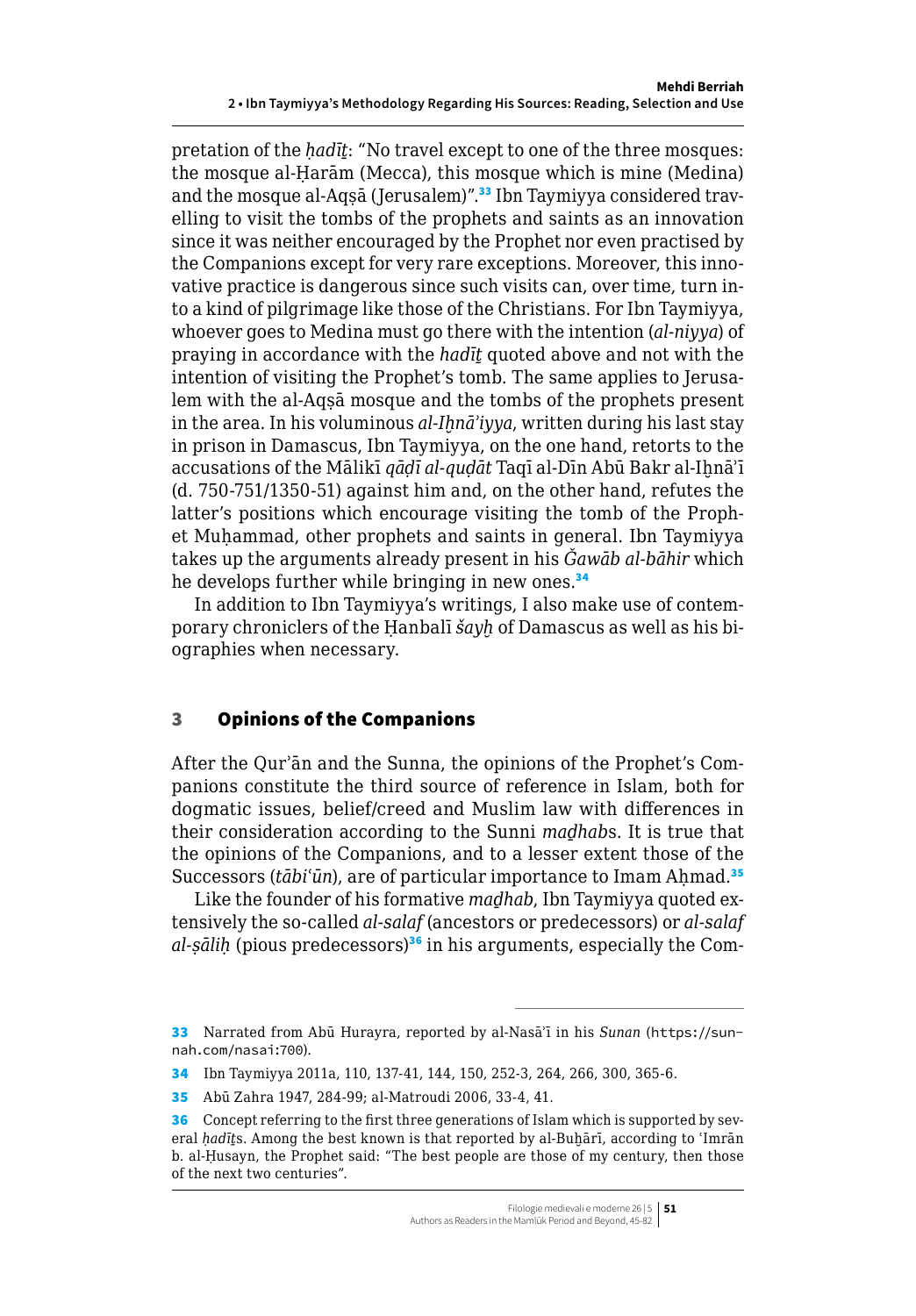pretation of the *ḥadīṯ*: "No travel except to one of the three mosques: the mosque al-Ḥarām (Mecca), this mosque which is mine (Medina) and the mosque al-Aqṣā (Jerusalem)".[33] Ibn Taymiyya considered travelling to visit the tombs of the prophets and saints as an innovation since it was neither encouraged by the Prophet nor even practised by the Companions except for very rare exceptions. Moreover, this innovative practice is dangerous since such visits can, over time, turn into a kind of pilgrimage like those of the Christians. For Ibn Taymiyya, whoever goes to Medina must go there with the intention (*al-niyya*) of praying in accordance with the *hadīṯ* quoted above and not with the intention of visiting the Prophet's tomb. The same applies to Jerusalem with the al-Aqṣā mosque and the tombs of the prophets present in the area. In his voluminous *al-Iḫnā'iyya*, written during his last stay in prison in Damascus, Ibn Taymiyya, on the one hand, retorts to the accusations of the Mālikī *qāḍī al-quḍāt* Taqī al-Dīn Abū Bakr al-Iḫnā'ī (d. 750-751/1350-51) against him and, on the other hand, refutes the latter's positions which encourage visiting the tomb of the Prophet Muḥammad, other prophets and saints in general. Ibn Taymiyya takes up the arguments already present in his *Ǧawāb al-bāhir* which he develops further while bringing in new ones.[34]

In addition to Ibn Taymiyya's writings, I also make use of contemporary chroniclers of the Ḥanbalī *šayḫ* of Damascus as well as his biographies when necessary.

## 3 Opinions of the Companions

After the Qur'ān and the Sunna, the opinions of the Prophet's Companions constitute the third source of reference in Islam, both for dogmatic issues, belief/creed and Muslim law with differences in their consideration according to the Sunni *maḏhab*s. It is true that the opinions of the Companions, and to a lesser extent those of the Successors (*tābiʿūn*), are of particular importance to Imam Aḥmad.[35]

Like the founder of his formative *maḏhab*, Ibn Taymiyya quoted extensively the so-called *al-salaf* (ancestors or predecessors) or *al-salaf al-ṣāliḥ* (pious predecessors)[36] in his arguments, especially the Com-

---

[33] Narrated from Abū Hurayra, reported by al-Nasā'ī in his *Sunan* (https://sunnah.com/nasai:700).

[34] Ibn Taymiyya 2011a, 110, 137-41, 144, 150, 252-3, 264, 266, 300, 365-6.

[35] Abū Zahra 1947, 284-99; al-Matroudi 2006, 33-4, 41.

[36] Concept referring to the first three generations of Islam which is supported by several *ḥadīṯ*s. Among the best known is that reported by al-Buḫārī, according to ʿImrān b. al-Ḥusayn, the Prophet said: "The best people are those of my century, then those of the next two centuries".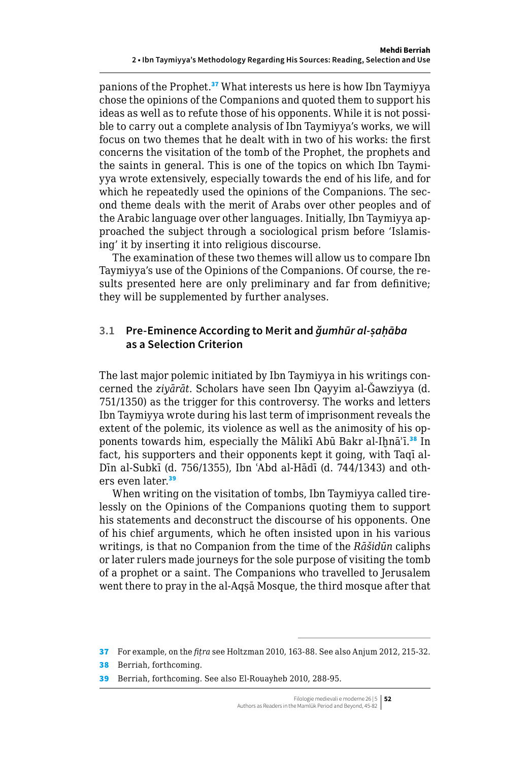panions of the Prophet.[37] What interests us here is how Ibn Taymiyya chose the opinions of the Companions and quoted them to support his ideas as well as to refute those of his opponents. While it is not possible to carry out a complete analysis of Ibn Taymiyya's works, we will focus on two themes that he dealt with in two of his works: the first concerns the visitation of the tomb of the Prophet, the prophets and the saints in general. This is one of the topics on which Ibn Taymiyya wrote extensively, especially towards the end of his life, and for which he repeatedly used the opinions of the Companions. The second theme deals with the merit of Arabs over other peoples and of the Arabic language over other languages. Initially, Ibn Taymiyya approached the subject through a sociological prism before 'Islamising' it by inserting it into religious discourse.

The examination of these two themes will allow us to compare Ibn Taymiyya's use of the Opinions of the Companions. Of course, the results presented here are only preliminary and far from definitive; they will be supplemented by further analyses.

### 3.1 Pre-Eminence According to Merit and *ǧumhūr al-ṣaḥāba* as a Selection Criterion

The last major polemic initiated by Ibn Taymiyya in his writings concerned the *ziyārāt*. Scholars have seen Ibn Qayyim al-Ǧawziyya (d. 751/1350) as the trigger for this controversy. The works and letters Ibn Taymiyya wrote during his last term of imprisonment reveals the extent of the polemic, its violence as well as the animosity of his opponents towards him, especially the Mālikī Abū Bakr al-Iḫnā'ī.[38] In fact, his supporters and their opponents kept it going, with Taqī al-Dīn al-Subkī (d. 756/1355), Ibn ʿAbd al-Hādī (d. 744/1343) and others even later.[39]

When writing on the visitation of tombs, Ibn Taymiyya called tirelessly on the Opinions of the Companions quoting them to support his statements and deconstruct the discourse of his opponents. One of his chief arguments, which he often insisted upon in his various writings, is that no Companion from the time of the *Rāšidūn* caliphs or later rulers made journeys for the sole purpose of visiting the tomb of a prophet or a saint. The Companions who travelled to Jerusalem went there to pray in the al-Aqṣā Mosque, the third mosque after that

37 For example, on the *fiṭra* see Holtzman 2010, 163-88. See also Anjum 2012, 215-32.

38 Berriah, forthcoming.

39 Berriah, forthcoming. See also El-Rouayheb 2010, 288-95.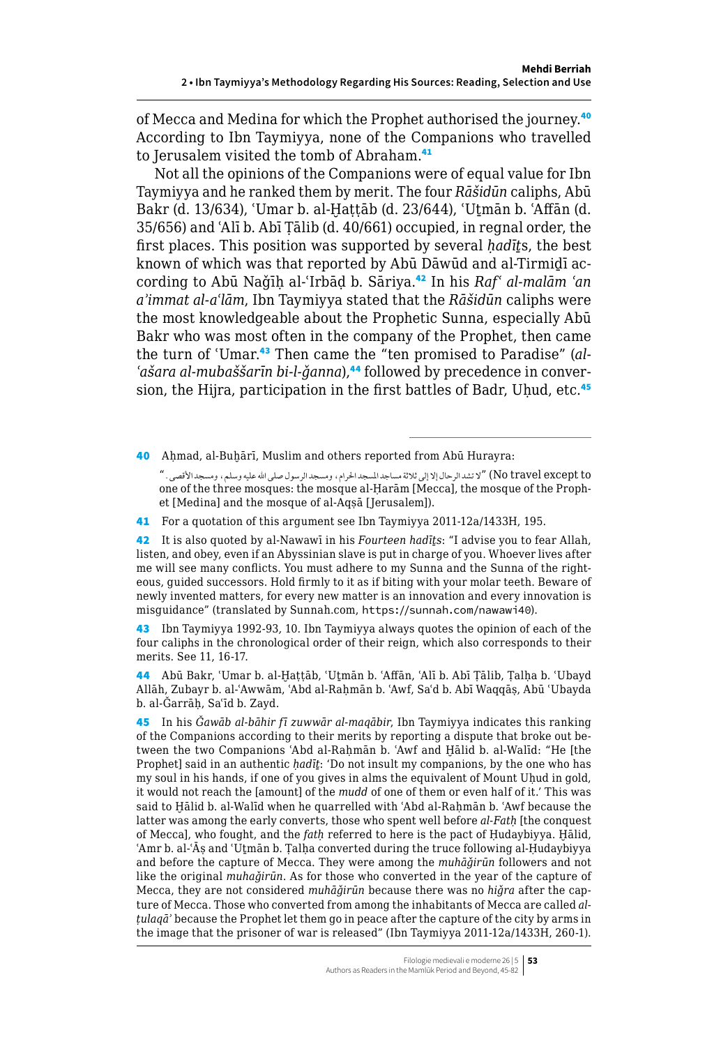of Mecca and Medina for which the Prophet authorised the journey.[40] According to Ibn Taymiyya, none of the Companions who travelled to Jerusalem visited the tomb of Abraham.[41]

Not all the opinions of the Companions were of equal value for Ibn Taymiyya and he ranked them by merit. The four *Rāšidūn* caliphs, Abū Bakr (d. 13/634), ʿUmar b. al-Ḫaṭṭāb (d. 23/644), ʿUṯmān b. ʿAffān (d. 35/656) and ʿAlī b. Abī Ṭālib (d. 40/661) occupied, in regnal order, the first places. This position was supported by several *ḥadīṯ*s, the best known of which was that reported by Abū Dāwūd and al-Tirmiḏī according to Abū Naǧīḥ al-ʿIrbāḍ b. Sāriya.[42] In his *Rafʿ al-malām ʿan a'immat al-aʿlām*, Ibn Taymiyya stated that the *Rāšidūn* caliphs were the most knowledgeable about the Prophetic Sunna, especially Abū Bakr who was most often in the company of the Prophet, then came the turn of ʿUmar.[43] Then came the "ten promised to Paradise" (*al-ʿašara al-mubaššarīn bi-l-ǧanna*),[44] followed by precedence in conversion, the Hijra, participation in the first battles of Badr, Uḥud, etc.[45]

---

40 Aḥmad, al-Buḫārī, Muslim and others reported from Abū Hurayra:

"لا تشد الرحال إلا إلى ثلاثة مساجد المسجد الحرام، ومسجد الرسول صلى الله عليه وسلم، ومسجد الأقصى." (No travel except to one of the three mosques: the mosque al-Ḥarām [Mecca], the mosque of the Prophet [Medina] and the mosque of al-Aqṣā [Jerusalem]).

41 For a quotation of this argument see Ibn Taymiyya 2011-12a/1433H, 195.

42 It is also quoted by al-Nawawī in his *Fourteen hadīṯs*: "I advise you to fear Allah, listen, and obey, even if an Abyssinian slave is put in charge of you. Whoever lives after me will see many conflicts. You must adhere to my Sunna and the Sunna of the righteous, guided successors. Hold firmly to it as if biting with your molar teeth. Beware of newly invented matters, for every new matter is an innovation and every innovation is misguidance" (translated by Sunnah.com, https://sunnah.com/nawawi40).

43 Ibn Taymiyya 1992-93, 10. Ibn Taymiyya always quotes the opinion of each of the four caliphs in the chronological order of their reign, which also corresponds to their merits. See 11, 16-17.

44 Abū Bakr, ʿUmar b. al-Ḫaṭṭāb, ʿUṯmān b. ʿAffān, ʿAlī b. Abī Ṭālib, Ṭalḥa b. ʿUbayd Allāh, Zubayr b. al-ʿAwwām, ʿAbd al-Raḥmān b. ʿAwf, Saʿd b. Abī Waqqāṣ, Abū ʿUbayda b. al-Ǧarrāḥ, Saʿīd b. Zayd.

45 In his *Ǧawāb al-bāhir fī zuwwār al-maqābir*, Ibn Taymiyya indicates this ranking of the Companions according to their merits by reporting a dispute that broke out between the two Companions ʿAbd al-Raḥmān b. ʿAwf and Ḫālid b. al-Walīd: "He [the Prophet] said in an authentic *ḥadīṯ*: 'Do not insult my companions, by the one who has my soul in his hands, if one of you gives in alms the equivalent of Mount Uḥud in gold, it would not reach the [amount] of the *mudd* of one of them or even half of it.' This was said to Ḫālid b. al-Walīd when he quarrelled with ʿAbd al-Raḥmān b. ʿAwf because the latter was among the early converts, those who spent well before *al-Fatḥ* [the conquest of Mecca], who fought, and the *fatḥ* referred to here is the pact of Ḥudaybiyya. Ḫālid, ʿAmr b. al-ʿĀṣ and ʿUṯmān b. Ṭalḥa converted during the truce following al-Ḥudaybiyya and before the capture of Mecca. They were among the *muhāǧirūn* followers and not like the original *muhaǧirūn*. As for those who converted in the year of the capture of Mecca, they are not considered *muhāǧirūn* because there was no *hiǧra* after the capture of Mecca. Those who converted from among the inhabitants of Mecca are called *al-ṭulaqā'* because the Prophet let them go in peace after the capture of the city by arms in the image that the prisoner of war is released" (Ibn Taymiyya 2011-12a/1433H, 260-1).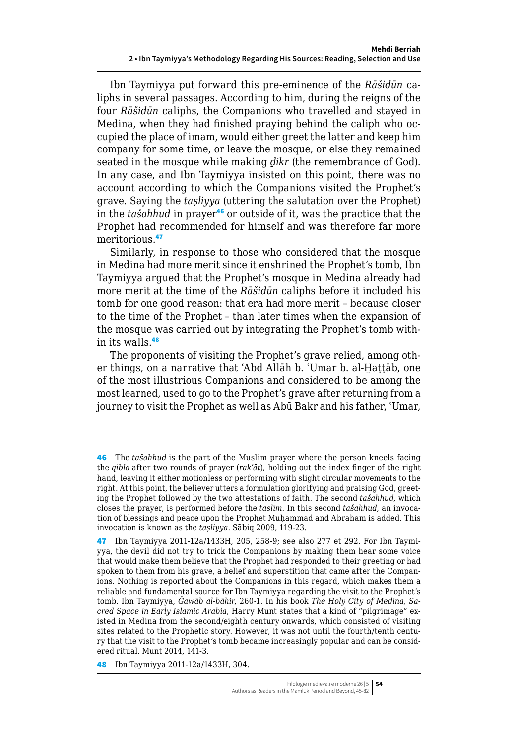Ibn Taymiyya put forward this pre-eminence of the *Rāšidūn* caliphs in several passages. According to him, during the reigns of the four *Rāšidūn* caliphs, the Companions who travelled and stayed in Medina, when they had finished praying behind the caliph who occupied the place of imam, would either greet the latter and keep him company for some time, or leave the mosque, or else they remained seated in the mosque while making *ḏikr* (the remembrance of God). In any case, and Ibn Taymiyya insisted on this point, there was no account according to which the Companions visited the Prophet's grave. Saying the *taṣliyya* (uttering the salutation over the Prophet) in the *tašahhud* in prayer[46] or outside of it, was the practice that the Prophet had recommended for himself and was therefore far more meritorious.[47]

Similarly, in response to those who considered that the mosque in Medina had more merit since it enshrined the Prophet's tomb, Ibn Taymiyya argued that the Prophet's mosque in Medina already had more merit at the time of the *Rāšidūn* caliphs before it included his tomb for one good reason: that era had more merit – because closer to the time of the Prophet – than later times when the expansion of the mosque was carried out by integrating the Prophet's tomb within its walls.[48]

The proponents of visiting the Prophet's grave relied, among other things, on a narrative that ʿAbd Allāh b. ʿUmar b. al-Ḫaṭṭāb, one of the most illustrious Companions and considered to be among the most learned, used to go to the Prophet's grave after returning from a journey to visit the Prophet as well as Abū Bakr and his father, ʿUmar,

---

46 The *tašahhud* is the part of the Muslim prayer where the person kneels facing the *qibla* after two rounds of prayer (*rakʿāt*), holding out the index finger of the right hand, leaving it either motionless or performing with slight circular movements to the right. At this point, the believer utters a formulation glorifying and praising God, greeting the Prophet followed by the two attestations of faith. The second *tašahhud*, which closes the prayer, is performed before the *taslīm*. In this second *tašahhud*, an invocation of blessings and peace upon the Prophet Muḥammad and Abraham is added. This invocation is known as the *taṣliyya*. Sābiq 2009, 119-23.

47 Ibn Taymiyya 2011-12a/1433H, 205, 258-9; see also 277 et 292. For Ibn Taymiyya, the devil did not try to trick the Companions by making them hear some voice that would make them believe that the Prophet had responded to their greeting or had spoken to them from his grave, a belief and superstition that came after the Companions. Nothing is reported about the Companions in this regard, which makes them a reliable and fundamental source for Ibn Taymiyya regarding the visit to the Prophet's tomb. Ibn Taymiyya, *Ǧawāb al-bāhir*, 260-1. In his book *The Holy City of Medina, Sacred Space in Early Islamic Arabia*, Harry Munt states that a kind of "pilgrimage" existed in Medina from the second/eighth century onwards, which consisted of visiting sites related to the Prophetic story. However, it was not until the fourth/tenth century that the visit to the Prophet's tomb became increasingly popular and can be considered ritual. Munt 2014, 141-3.

48 Ibn Taymiyya 2011-12a/1433H, 304.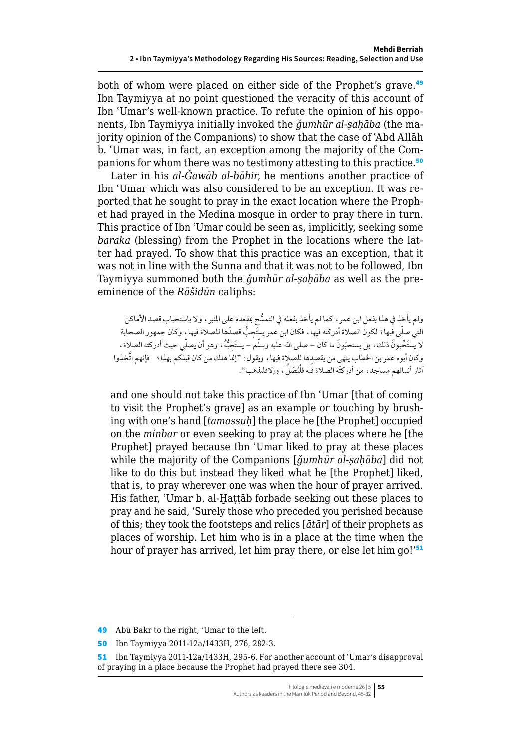both of whom were placed on either side of the Prophet's grave.[49] Ibn Taymiyya at no point questioned the veracity of this account of Ibn ʿUmar's well-known practice. To refute the opinion of his opponents, Ibn Taymiyya initially invoked the *ǧumhūr al-ṣaḥāba* (the majority opinion of the Companions) to show that the case of ʿAbd Allāh b. ʿUmar was, in fact, an exception among the majority of the Companions for whom there was no testimony attesting to this practice.[50]

Later in his *al-Ǧawāb al-bāhir*, he mentions another practice of Ibn ʿUmar which was also considered to be an exception. It was reported that he sought to pray in the exact location where the Prophet had prayed in the Medina mosque in order to pray there in turn. This practice of Ibn ʿUmar could be seen as, implicitly, seeking some *baraka* (blessing) from the Prophet in the locations where the latter had prayed. To show that this practice was an exception, that it was not in line with the Sunna and that it was not to be followed, Ibn Taymiyya summoned both the *ǧumhūr al-ṣaḥāba* as well as the preeminence of the *Rāšidūn* caliphs:

ولم يأخذ في هذا بفعل ابن عمر، كما لم يأخذ بفعله في التمسُّح بمقعده على المنبر، ولا باستحباب قصد الأماكن التي صلّى فيها؛ لكون الصلاة أدركته فيها، فكان ابن عمر يستحبُّ قصدَها للصلاة فيها، وكان جمهور الصحابة لا يستحِبّونَ ذلك، بل يستحبّونَ ما كان – صلى الله عليه وسلّمَ – يستَحِبُّهُ، وهو أن يصلّي حيث أدركته الصلاة، وكان أبوه عمر بن الخطاب ينهى من يقصدها للصلاة فيها، ويقول: "إنما هلك من كان قبلكم بهذا؛ فإنهم اتَّخذوا آثار أنبيائهم مساجد، من أدركتْه الصلاة فيه فلْيُصَلِّ، وإلافليذهب".

and one should not take this practice of Ibn ʿUmar [that of coming to visit the Prophet's grave] as an example or touching by brushing with one's hand [*tamassuḥ*] the place he [the Prophet] occupied on the *minbar* or even seeking to pray at the places where he [the Prophet] prayed because Ibn ʿUmar liked to pray at these places while the majority of the Companions [*ǧumhūr al-ṣaḥāba*] did not like to do this but instead they liked what he [the Prophet] liked, that is, to pray wherever one was when the hour of prayer arrived. His father, ʿUmar b. al-Ḫaṭṭāb forbade seeking out these places to pray and he said, 'Surely those who preceded you perished because of this; they took the footsteps and relics [*āṯār*] of their prophets as places of worship. Let him who is in a place at the time when the hour of prayer has arrived, let him pray there, or else let him go!'[51]

---

[49] Abū Bakr to the right, ʿUmar to the left.

[50] Ibn Taymiyya 2011-12a/1433H, 276, 282-3.

[51] Ibn Taymiyya 2011-12a/1433H, 295-6. For another account of ʿUmar's disapproval of praying in a place because the Prophet had prayed there see 304.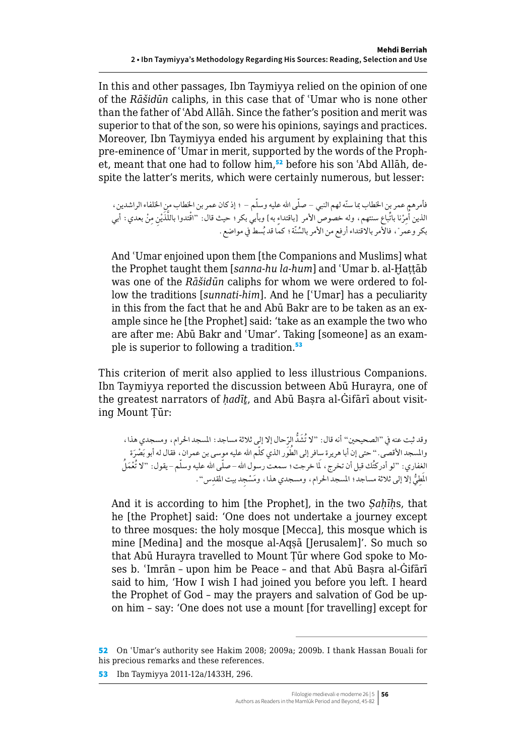In this and other passages, Ibn Taymiyya relied on the opinion of one of the *Rāšidūn* caliphs, in this case that of ʿUmar who is none other than the father of ʿAbd Allāh. Since the father's position and merit was superior to that of the son, so were his opinions, sayings and practices. Moreover, Ibn Taymiyya ended his argument by explaining that this pre-eminence of ʿUmar in merit, supported by the words of the Prophet, meant that one had to follow him,[52] before his son ʿAbd Allāh, despite the latter's merits, which were certainly numerous, but lesser:

فأمرهم عمر بن الخطاب بما سنّه لهم النبي – صلّى الله عليه وسلّم – ؛ إذ كان عمر بن الخطاب من الخلفاء الراشدين، الذين أُمِرْنا باتِّباع سنتهم، وله خصوص الأمر [باقتداءِ به] وبأبي بكر؛ حيث قال: "اقتدوا باللَّذَيْن مِنْ بعدي: أبي بكر وعمر"، فالأمر بالاقتداء أرفع من الأمر بالسُّنّة؛ كما قد بُسط في مواضع.

> And ʿUmar enjoined upon them [the Companions and Muslims] what the Prophet taught them [*sanna-hu la-hum*] and ʿUmar b. al-Ḫaṭṭāb was one of the *Rāšidūn* caliphs for whom we were ordered to follow the traditions [*sunnati-him*]. And he [ʿUmar] has a peculiarity in this from the fact that he and Abū Bakr are to be taken as an example since he [the Prophet] said: 'take as an example the two who are after me: Abū Bakr and ʿUmar'. Taking [someone] as an example is superior to following a tradition.[53]

This criterion of merit also applied to less illustrious Companions. Ibn Taymiyya reported the discussion between Abū Hurayra, one of the greatest narrators of *ḥadīṯ*, and Abū Baṣra al-Ġifārī about visiting Mount Ṭūr:

وقد ثبت عنه في "الصحيحين" أنه قال: "لا تُشَدُّ الرِّحال إلا إلى ثلاثة مساجد: المسجد الحرام، ومسجدي هذا، والمسجد الأقصى." حتى إن أبا هريرة سافر إلى الطُّور الذي كلّم الله عليه موسى بن عمران، فقال له أبو بَصْرَة الغفاري: "لو أدركتُك قبل أن تخرج، لَمَا خرجت؛ سمعت رسول الله – صلّى الله عليه وسلّم – يقول: "لا تُعْمَلُ المَطِيُّ إلا إلى ثلاثة مساجد؛ المسجد الحرام، ومسجدي هذا، ومَسْجِد بيت المقدِس".

> And it is according to him [the Prophet], in the two *Ṣaḥīḥ*s, that he [the Prophet] said: 'One does not undertake a journey except to three mosques: the holy mosque [Mecca], this mosque which is mine [Medina] and the mosque al-Aqṣā [Jerusalem]'. So much so that Abū Hurayra travelled to Mount Ṭūr where God spoke to Moses b. ʿImrān – upon him be Peace – and that Abū Baṣra al-Ġifārī said to him, 'How I wish I had joined you before you left. I heard the Prophet of God – may the prayers and salvation of God be upon him – say: 'One does not use a mount [for travelling] except for

---

[52] On ʿUmar's authority see Hakim 2008; 2009a; 2009b. I thank Hassan Bouali for his precious remarks and these references.

[53] Ibn Taymiyya 2011-12a/1433H, 296.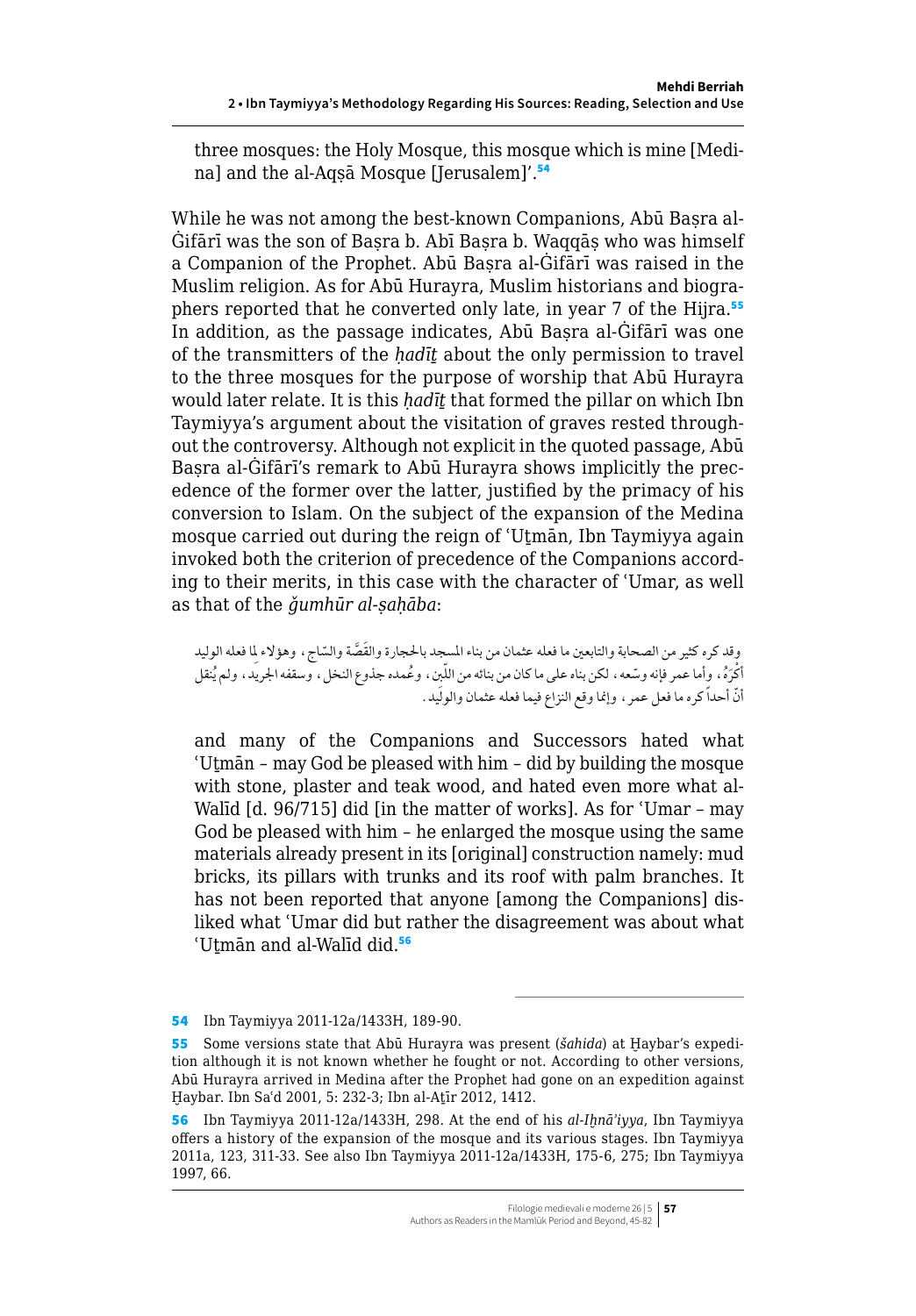three mosques: the Holy Mosque, this mosque which is mine [Medina] and the al-Aqṣā Mosque [Jerusalem]'.[54]

While he was not among the best-known Companions, Abū Baṣra al-Ġifārī was the son of Baṣra b. Abī Baṣra b. Waqqāṣ who was himself a Companion of the Prophet. Abū Baṣra al-Ġifārī was raised in the Muslim religion. As for Abū Hurayra, Muslim historians and biographers reported that he converted only late, in year 7 of the Hijra.[55] In addition, as the passage indicates, Abū Baṣra al-Ġifārī was one of the transmitters of the *ḥadīṯ* about the only permission to travel to the three mosques for the purpose of worship that Abū Hurayra would later relate. It is this *ḥadīṯ* that formed the pillar on which Ibn Taymiyya's argument about the visitation of graves rested throughout the controversy. Although not explicit in the quoted passage, Abū Baṣra al-Ġifārī's remark to Abū Hurayra shows implicitly the precedence of the former over the latter, justified by the primacy of his conversion to Islam. On the subject of the expansion of the Medina mosque carried out during the reign of ʿUṯmān, Ibn Taymiyya again invoked both the criterion of precedence of the Companions according to their merits, in this case with the character of ʿUmar, as well as that of the *ǧumhūr al-ṣaḥāba*:

وقد كره كثير من الصحابة والتابعين ما فعله عثمان من بناء المسجد بالحجارة والقَصَّة والسّاج، وهؤلاء لما فعله الوليد أكْرَهُ، وأما عمر فإنه وسّعه، لكن بناه على ما كان من بنائه من اللّبِن، وعُمده جذوع النخل، وسقفه الجريد، ولم يُنقل أنّ أحداً كره ما فعل عمر، وإنما وقع النزاع فيما فعله عثمان والوليد.

and many of the Companions and Successors hated what ʿUṯmān – may God be pleased with him – did by building the mosque with stone, plaster and teak wood, and hated even more what al-Walīd [d. 96/715] did [in the matter of works]. As for ʿUmar – may God be pleased with him – he enlarged the mosque using the same materials already present in its [original] construction namely: mud bricks, its pillars with trunks and its roof with palm branches. It has not been reported that anyone [among the Companions] disliked what ʿUmar did but rather the disagreement was about what ʿUṯmān and al-Walīd did.[56]

---

[54] Ibn Taymiyya 2011-12a/1433H, 189-90.

[55] Some versions state that Abū Hurayra was present (*šahida*) at Ḫaybar's expedition although it is not known whether he fought or not. According to other versions, Abū Hurayra arrived in Medina after the Prophet had gone on an expedition against Ḫaybar. Ibn Saʿd 2001, 5: 232-3; Ibn al-Aṯīr 2012, 1412.

[56] Ibn Taymiyya 2011-12a/1433H, 298. At the end of his *al-Iḫnāʾiyya*, Ibn Taymiyya offers a history of the expansion of the mosque and its various stages. Ibn Taymiyya 2011a, 123, 311-33. See also Ibn Taymiyya 2011-12a/1433H, 175-6, 275; Ibn Taymiyya 1997, 66.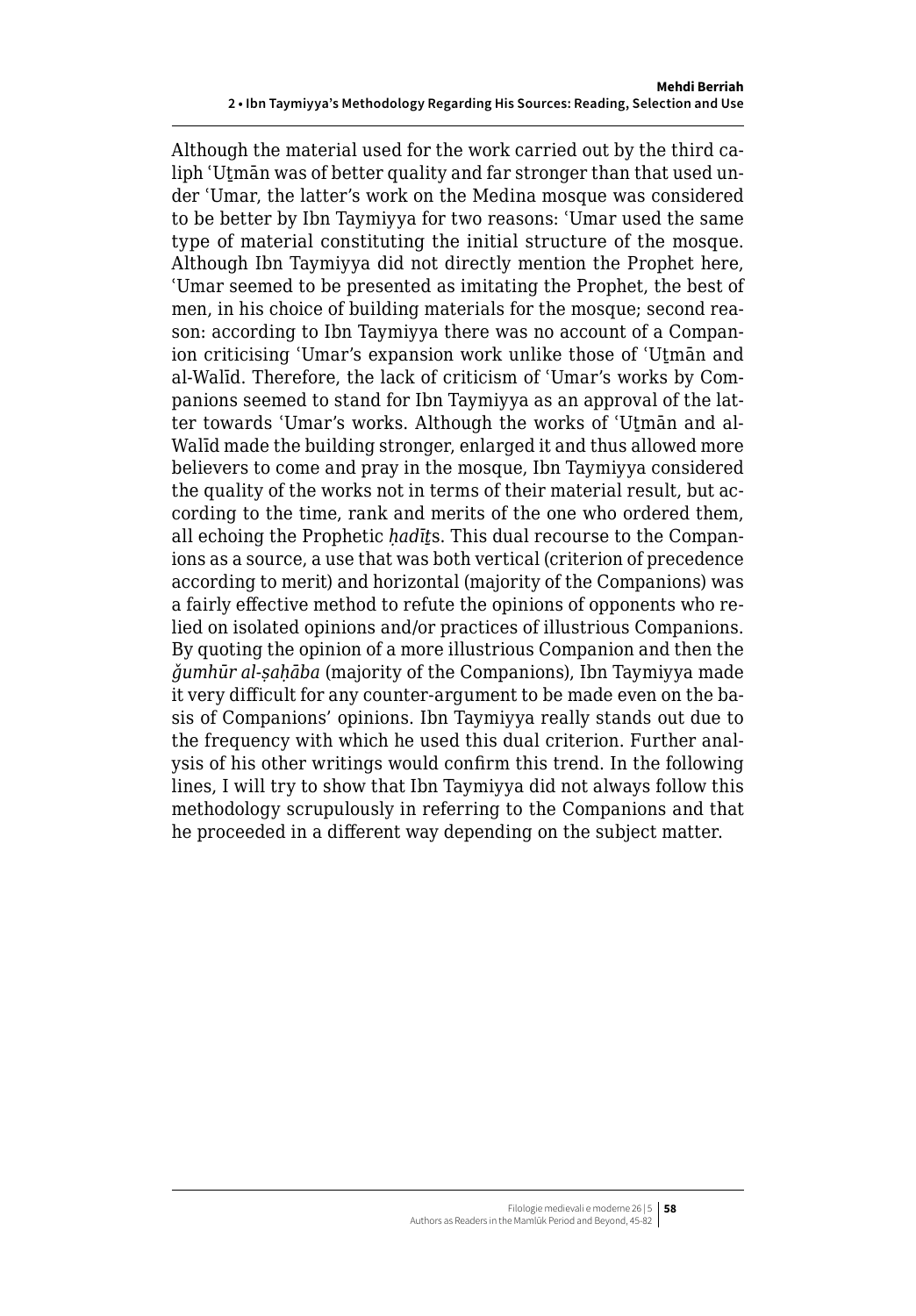Although the material used for the work carried out by the third caliph ʿUṯmān was of better quality and far stronger than that used under ʿUmar, the latter's work on the Medina mosque was considered to be better by Ibn Taymiyya for two reasons: ʿUmar used the same type of material constituting the initial structure of the mosque. Although Ibn Taymiyya did not directly mention the Prophet here, ʿUmar seemed to be presented as imitating the Prophet, the best of men, in his choice of building materials for the mosque; second reason: according to Ibn Taymiyya there was no account of a Companion criticising ʿUmar's expansion work unlike those of ʿUṯmān and al-Walīd. Therefore, the lack of criticism of ʿUmar's works by Companions seemed to stand for Ibn Taymiyya as an approval of the latter towards ʿUmar's works. Although the works of ʿUṯmān and al-Walīd made the building stronger, enlarged it and thus allowed more believers to come and pray in the mosque, Ibn Taymiyya considered the quality of the works not in terms of their material result, but according to the time, rank and merits of the one who ordered them, all echoing the Prophetic *ḥadīṯ*s. This dual recourse to the Companions as a source, a use that was both vertical (criterion of precedence according to merit) and horizontal (majority of the Companions) was a fairly effective method to refute the opinions of opponents who relied on isolated opinions and/or practices of illustrious Companions. By quoting the opinion of a more illustrious Companion and then the *ǧumhūr al-ṣaḥāba* (majority of the Companions), Ibn Taymiyya made it very difficult for any counter-argument to be made even on the basis of Companions' opinions. Ibn Taymiyya really stands out due to the frequency with which he used this dual criterion. Further analysis of his other writings would confirm this trend. In the following lines, I will try to show that Ibn Taymiyya did not always follow this methodology scrupulously in referring to the Companions and that he proceeded in a different way depending on the subject matter.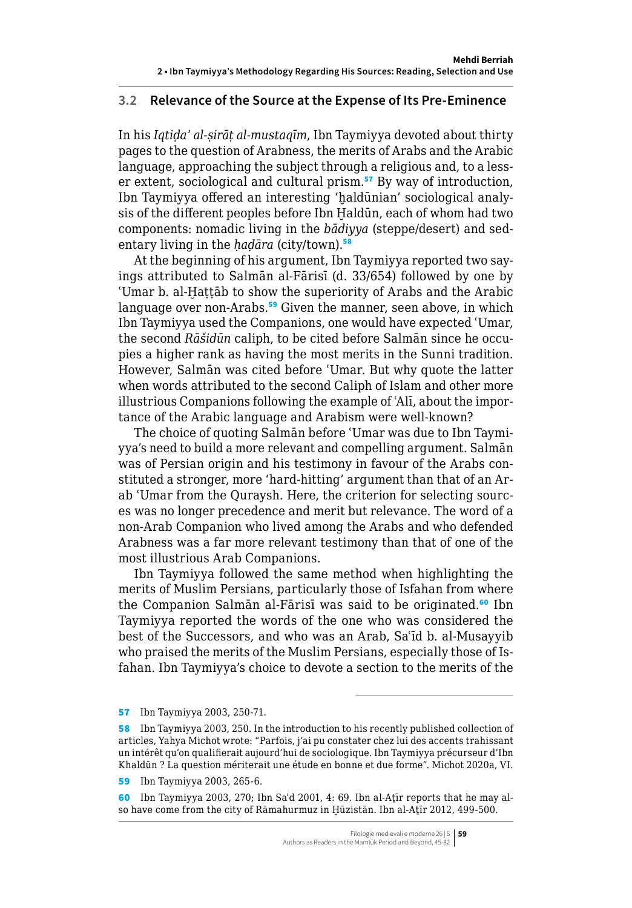## 3.2 Relevance of the Source at the Expense of Its Pre-Eminence

In his *Iqtiḍa' al-ṣirāṭ al-mustaqīm*, Ibn Taymiyya devoted about thirty pages to the question of Arabness, the merits of Arabs and the Arabic language, approaching the subject through a religious and, to a lesser extent, sociological and cultural prism.[57] By way of introduction, Ibn Taymiyya offered an interesting 'ḫaldūnian' sociological analysis of the different peoples before Ibn Ḫaldūn, each of whom had two components: nomadic living in the *bādiyya* (steppe/desert) and sedentary living in the *ḥaḍāra* (city/town).[58]

At the beginning of his argument, Ibn Taymiyya reported two sayings attributed to Salmān al-Fārisī (d. 33/654) followed by one by 'Umar b. al-Ḫaṭṭāb to show the superiority of Arabs and the Arabic language over non-Arabs.[59] Given the manner, seen above, in which Ibn Taymiyya used the Companions, one would have expected 'Umar, the second *Rāšidūn* caliph, to be cited before Salmān since he occupies a higher rank as having the most merits in the Sunni tradition. However, Salmān was cited before 'Umar. But why quote the latter when words attributed to the second Caliph of Islam and other more illustrious Companions following the example of 'Alī, about the importance of the Arabic language and Arabism were well-known?

The choice of quoting Salmān before 'Umar was due to Ibn Taymiyya's need to build a more relevant and compelling argument. Salmān was of Persian origin and his testimony in favour of the Arabs constituted a stronger, more 'hard-hitting' argument than that of an Arab 'Umar from the Quraysh. Here, the criterion for selecting sources was no longer precedence and merit but relevance. The word of a non-Arab Companion who lived among the Arabs and who defended Arabness was a far more relevant testimony than that of one of the most illustrious Arab Companions.

Ibn Taymiyya followed the same method when highlighting the merits of Muslim Persians, particularly those of Isfahan from where the Companion Salmān al-Fārisī was said to be originated.[60] Ibn Taymiyya reported the words of the one who was considered the best of the Successors, and who was an Arab, Sa'īd b. al-Musayyib who praised the merits of the Muslim Persians, especially those of Isfahan. Ibn Taymiyya's choice to devote a section to the merits of the

---

[57] Ibn Taymiyya 2003, 250-71.

[58] Ibn Taymiyya 2003, 250. In the introduction to his recently published collection of articles, Yahya Michot wrote: "Parfois, j'ai pu constater chez lui des accents trahissant un intérêt qu'on qualifierait aujourd'hui de sociologique. Ibn Taymiyya précurseur d'Ibn Khaldūn ? La question mériterait une étude en bonne et due forme". Michot 2020a, VI.

[59] Ibn Taymiyya 2003, 265-6.

[60] Ibn Taymiyya 2003, 270; Ibn Sa'd 2001, 4: 69. Ibn al-Aṯīr reports that he may also have come from the city of Rāmahurmuz in Ḫūzistān. Ibn al-Aṯīr 2012, 499-500.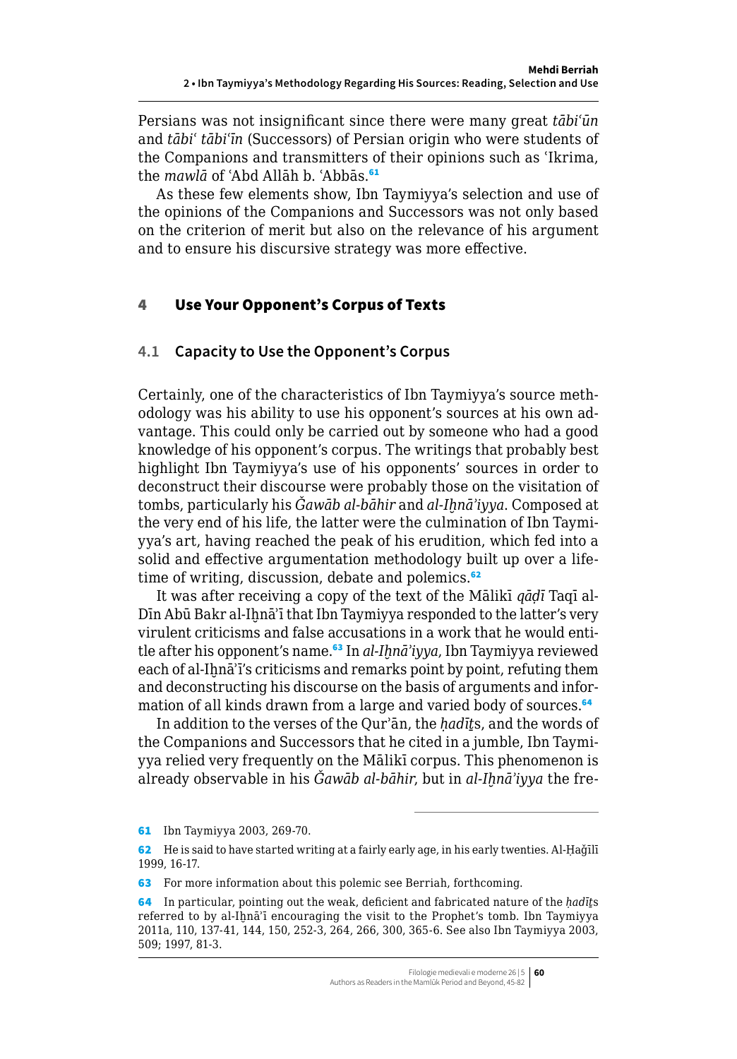Persians was not insignificant since there were many great *tābiʿūn* and *tābiʿ tābiʿīn* (Successors) of Persian origin who were students of the Companions and transmitters of their opinions such as ʿIkrima, the *mawlā* of ʿAbd Allāh b. ʿAbbās.[61]

As these few elements show, Ibn Taymiyya's selection and use of the opinions of the Companions and Successors was not only based on the criterion of merit but also on the relevance of his argument and to ensure his discursive strategy was more effective.

## 4 Use Your Opponent's Corpus of Texts

### 4.1 Capacity to Use the Opponent's Corpus

Certainly, one of the characteristics of Ibn Taymiyya's source methodology was his ability to use his opponent's sources at his own advantage. This could only be carried out by someone who had a good knowledge of his opponent's corpus. The writings that probably best highlight Ibn Taymiyya's use of his opponents' sources in order to deconstruct their discourse were probably those on the visitation of tombs, particularly his *Ǧawāb al-bāhir* and *al-Iḫnā'iyya*. Composed at the very end of his life, the latter were the culmination of Ibn Taymiyya's art, having reached the peak of his erudition, which fed into a solid and effective argumentation methodology built up over a lifetime of writing, discussion, debate and polemics.[62]

It was after receiving a copy of the text of the Mālikī *qāḍī* Taqī al-Dīn Abū Bakr al-Iḫnā'ī that Ibn Taymiyya responded to the latter's very virulent criticisms and false accusations in a work that he would entitle after his opponent's name.[63] In *al-Iḫnā'iyya*, Ibn Taymiyya reviewed each of al-Iḫnā'ī's criticisms and remarks point by point, refuting them and deconstructing his discourse on the basis of arguments and information of all kinds drawn from a large and varied body of sources.[64]

In addition to the verses of the Qur'ān, the *ḥadīṯ*s, and the words of the Companions and Successors that he cited in a jumble, Ibn Taymiyya relied very frequently on the Mālikī corpus. This phenomenon is already observable in his *Ǧawāb al-bāhir*, but in *al-Iḫnā'iyya* the fre-

---

61 Ibn Taymiyya 2003, 269-70.

62 He is said to have started writing at a fairly early age, in his early twenties. Al-Ḥağīlī 1999, 16-17.

63 For more information about this polemic see Berriah, forthcoming.

64 In particular, pointing out the weak, deficient and fabricated nature of the *ḥadīṯ*s referred to by al-Iḫnā'ī encouraging the visit to the Prophet's tomb. Ibn Taymiyya 2011a, 110, 137-41, 144, 150, 252-3, 264, 266, 300, 365-6. See also Ibn Taymiyya 2003, 509; 1997, 81-3.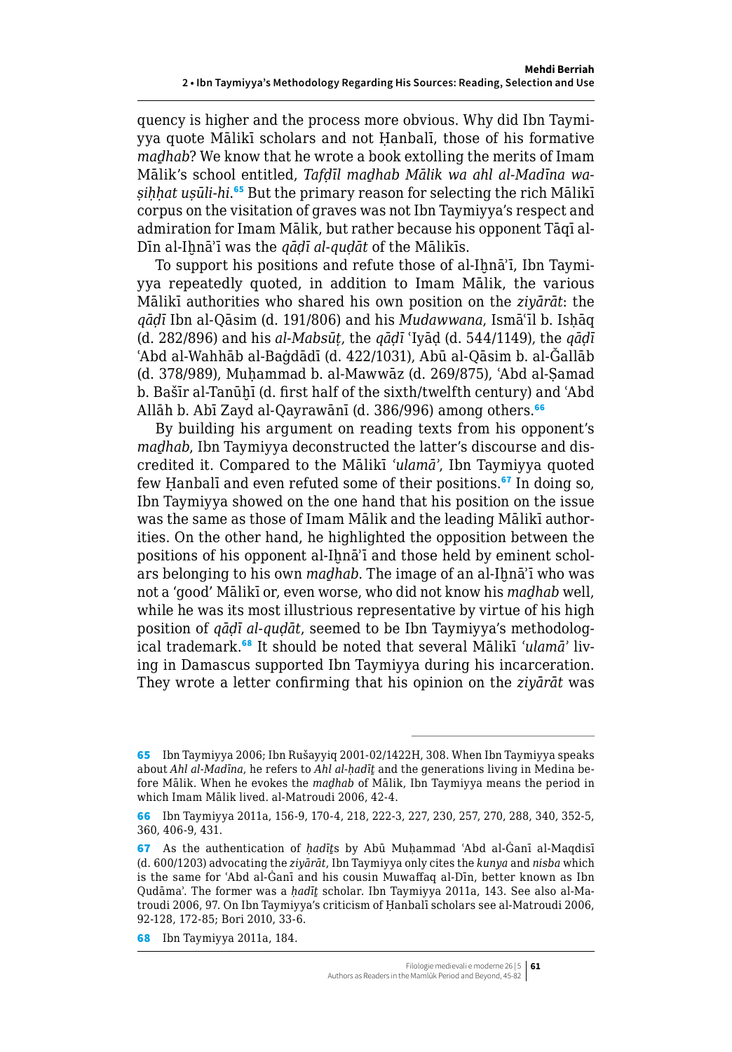quency is higher and the process more obvious. Why did Ibn Taymiyya quote Mālikī scholars and not Ḥanbalī, those of his formative *maḏhab*? We know that he wrote a book extolling the merits of Imam Mālik's school entitled, *Tafḍīl maḏhab Mālik wa ahl al-Madīna wa-ṣiḥḥat uṣūli-hi*.[65] But the primary reason for selecting the rich Mālikī corpus on the visitation of graves was not Ibn Taymiyya's respect and admiration for Imam Mālik, but rather because his opponent Tāqī al-Dīn al-Iḫnā'ī was the *qāḍī al-quḍāt* of the Mālikīs.

To support his positions and refute those of al-Iḫnā'ī, Ibn Taymiyya repeatedly quoted, in addition to Imam Mālik, the various Mālikī authorities who shared his own position on the *ziyārāt*: the *qāḍī* Ibn al-Qāsim (d. 191/806) and his *Mudawwana*, Ismā'īl b. Isḥāq (d. 282/896) and his *al-Mabsūṭ*, the *qāḍī* 'Iyāḍ (d. 544/1149), the *qāḍī* 'Abd al-Wahhāb al-Baġdādī (d. 422/1031), Abū al-Qāsim b. al-Ǧallāb (d. 378/989), Muḥammad b. al-Mawwāz (d. 269/875), 'Abd al-Ṣamad b. Bašīr al-Tanūḫī (d. first half of the sixth/twelfth century) and 'Abd Allāh b. Abī Zayd al-Qayrawānī (d. 386/996) among others.[66]

By building his argument on reading texts from his opponent's *maḏhab*, Ibn Taymiyya deconstructed the latter's discourse and discredited it. Compared to the Mālikī *'ulamā'*, Ibn Taymiyya quoted few Ḥanbalī and even refuted some of their positions.[67] In doing so, Ibn Taymiyya showed on the one hand that his position on the issue was the same as those of Imam Mālik and the leading Mālikī authorities. On the other hand, he highlighted the opposition between the positions of his opponent al-Iḫnā'ī and those held by eminent scholars belonging to his own *maḏhab*. The image of an al-Iḫnā'ī who was not a 'good' Mālikī or, even worse, who did not know his *maḏhab* well, while he was its most illustrious representative by virtue of his high position of *qāḍī al-quḍāt*, seemed to be Ibn Taymiyya's methodological trademark.[68] It should be noted that several Mālikī *'ulamā'* living in Damascus supported Ibn Taymiyya during his incarceration. They wrote a letter confirming that his opinion on the *ziyārāt* was

---

65 Ibn Taymiyya 2006; Ibn Rušayyiq 2001-02/1422H, 308. When Ibn Taymiyya speaks about *Ahl al-Madīna*, he refers to *Ahl al-ḥadīṯ* and the generations living in Medina before Mālik. When he evokes the *maḏhab* of Mālik, Ibn Taymiyya means the period in which Imam Mālik lived. al-Matroudi 2006, 42-4.

66 Ibn Taymiyya 2011a, 156-9, 170-4, 218, 222-3, 227, 230, 257, 270, 288, 340, 352-5, 360, 406-9, 431.

67 As the authentication of *ḥadīṯ*s by Abū Muḥammad 'Abd al-Ġanī al-Maqdisī (d. 600/1203) advocating the *ziyārāt*, Ibn Taymiyya only cites the *kunya* and *nisba* which is the same for 'Abd al-Ġanī and his cousin Muwaffaq al-Dīn, better known as Ibn Qudāma'. The former was a *ḥadīṯ* scholar. Ibn Taymiyya 2011a, 143. See also al-Matroudi 2006, 97. On Ibn Taymiyya's criticism of Ḥanbalī scholars see al-Matroudi 2006, 92-128, 172-85; Bori 2010, 33-6.

68 Ibn Taymiyya 2011a, 184.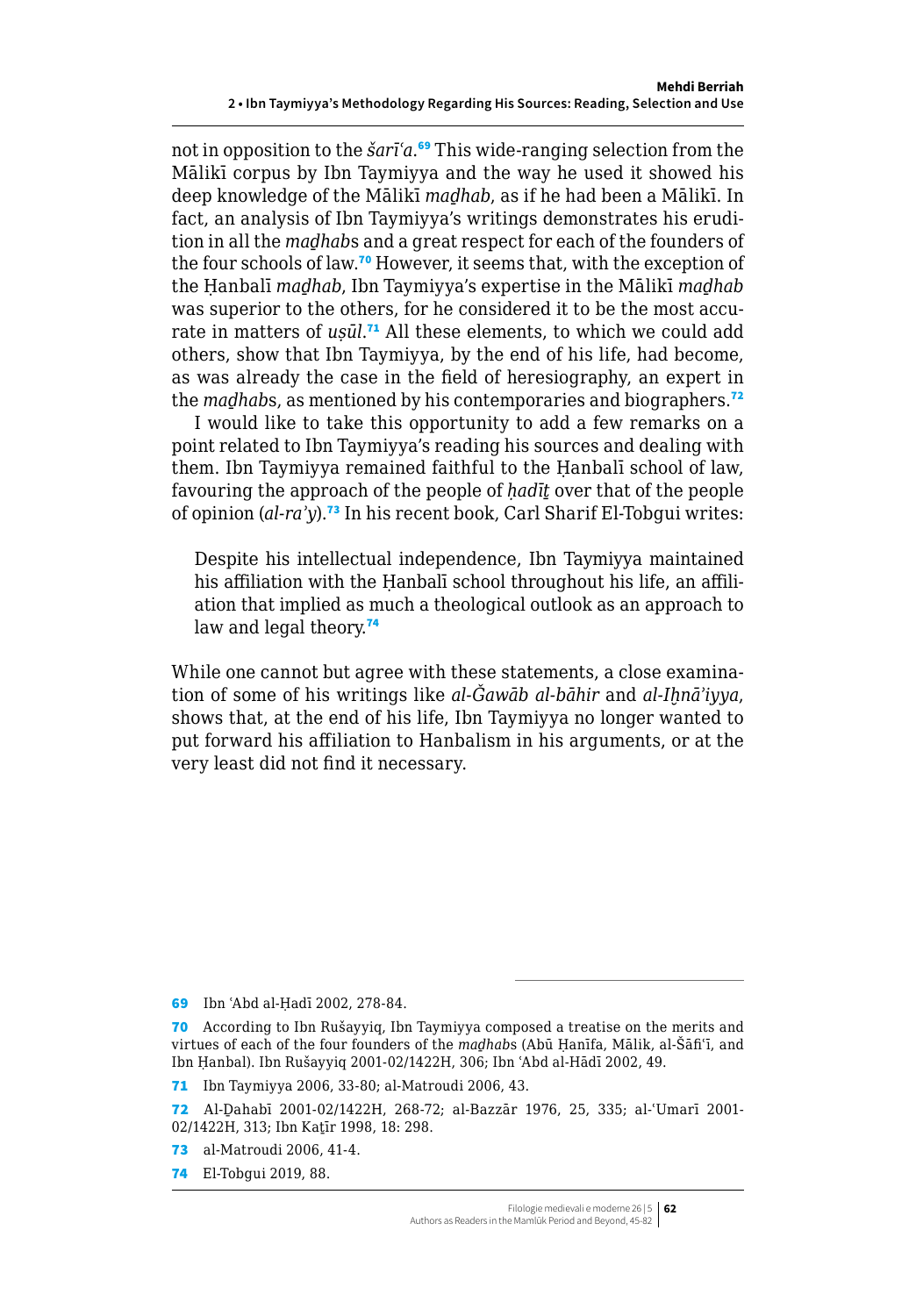not in opposition to the *šarīʿa*.[69] This wide-ranging selection from the Mālikī corpus by Ibn Taymiyya and the way he used it showed his deep knowledge of the Mālikī *maḏhab*, as if he had been a Mālikī. In fact, an analysis of Ibn Taymiyya's writings demonstrates his erudition in all the *maḏhab*s and a great respect for each of the founders of the four schools of law.[70] However, it seems that, with the exception of the Ḥanbalī *maḏhab*, Ibn Taymiyya's expertise in the Mālikī *maḏhab* was superior to the others, for he considered it to be the most accurate in matters of *uṣūl*.[71] All these elements, to which we could add others, show that Ibn Taymiyya, by the end of his life, had become, as was already the case in the field of heresiography, an expert in the *maḏhab*s, as mentioned by his contemporaries and biographers.[72]

I would like to take this opportunity to add a few remarks on a point related to Ibn Taymiyya's reading his sources and dealing with them. Ibn Taymiyya remained faithful to the Ḥanbalī school of law, favouring the approach of the people of *ḥadīṯ* over that of the people of opinion (*al-ra'y*).[73] In his recent book, Carl Sharif El-Tobgui writes:

> Despite his intellectual independence, Ibn Taymiyya maintained his affiliation with the Ḥanbalī school throughout his life, an affiliation that implied as much a theological outlook as an approach to law and legal theory.[74]

While one cannot but agree with these statements, a close examination of some of his writings like *al-Ǧawāb al-bāhir* and *al-Iḫnā'iyya*, shows that, at the end of his life, Ibn Taymiyya no longer wanted to put forward his affiliation to Hanbalism in his arguments, or at the very least did not find it necessary.

---

69 Ibn ʿAbd al-Ḥadī 2002, 278-84.

70 According to Ibn Rušayyiq, Ibn Taymiyya composed a treatise on the merits and virtues of each of the four founders of the *maḏhab*s (Abū Ḥanīfa, Mālik, al-Šāfiʿī, and Ibn Ḥanbal). Ibn Rušayyiq 2001-02/1422H, 306; Ibn ʿAbd al-Hādī 2002, 49.

71 Ibn Taymiyya 2006, 33-80; al-Matroudi 2006, 43.

72 Al-Ḏahabī 2001-02/1422H, 268-72; al-Bazzār 1976, 25, 335; al-ʿUmarī 2001-02/1422H, 313; Ibn Kaṯīr 1998, 18: 298.

73 al-Matroudi 2006, 41-4.

74 El-Tobgui 2019, 88.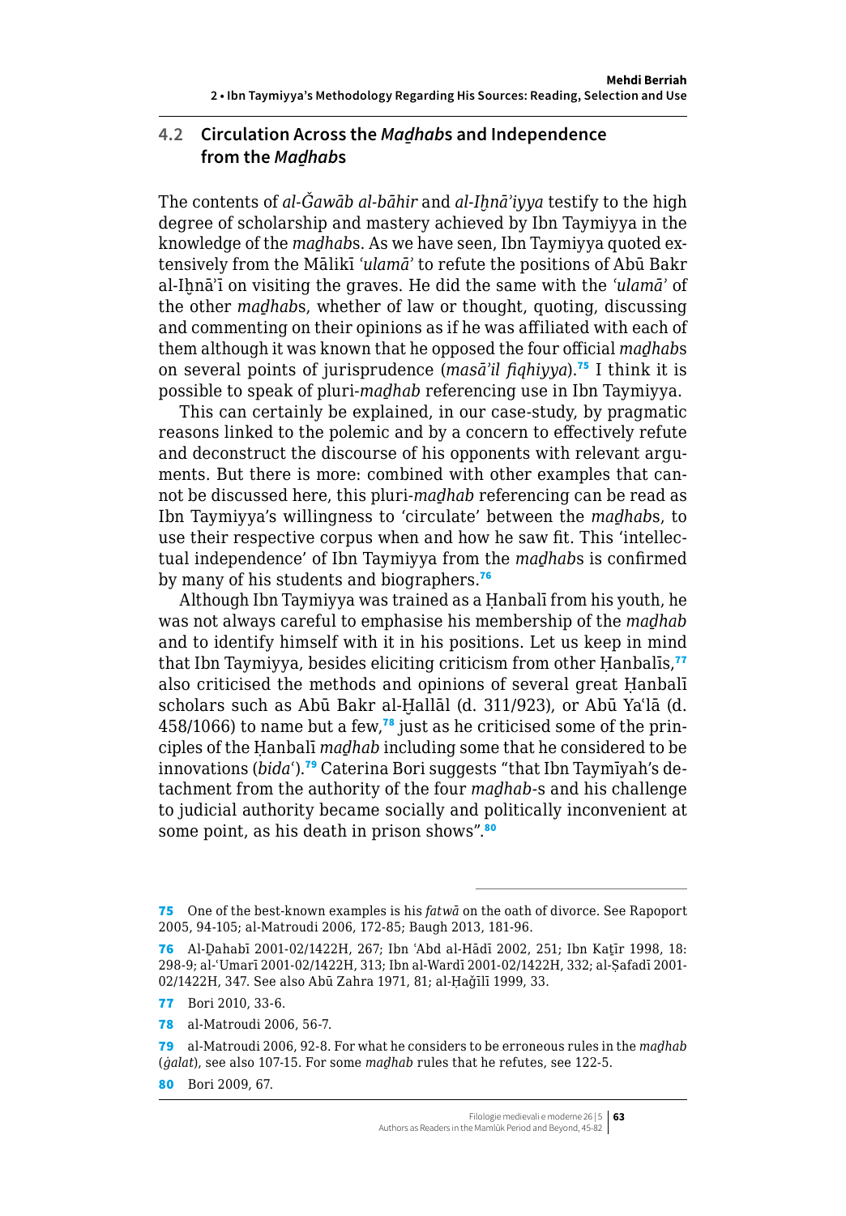### 4.2 Circulation Across the *Maḏhab*s and Independence from the *Maḏhab*s

The contents of *al-Ǧawāb al-bāhir* and *al-Iḫnā'iyya* testify to the high degree of scholarship and mastery achieved by Ibn Taymiyya in the knowledge of the *maḏhab*s. As we have seen, Ibn Taymiyya quoted extensively from the Mālikī *'ulamā'* to refute the positions of Abū Bakr al-Iḫnā'ī on visiting the graves. He did the same with the *'ulamā'* of the other *maḏhab*s, whether of law or thought, quoting, discussing and commenting on their opinions as if he was affiliated with each of them although it was known that he opposed the four official *maḏhab*s on several points of jurisprudence (*masā'il fiqhiyya*).[75] I think it is possible to speak of pluri-*maḏhab* referencing use in Ibn Taymiyya.

This can certainly be explained, in our case-study, by pragmatic reasons linked to the polemic and by a concern to effectively refute and deconstruct the discourse of his opponents with relevant arguments. But there is more: combined with other examples that cannot be discussed here, this pluri-*maḏhab* referencing can be read as Ibn Taymiyya's willingness to 'circulate' between the *maḏhab*s, to use their respective corpus when and how he saw fit. This 'intellectual independence' of Ibn Taymiyya from the *maḏhab*s is confirmed by many of his students and biographers.[76]

Although Ibn Taymiyya was trained as a Ḥanbalī from his youth, he was not always careful to emphasise his membership of the *maḏhab* and to identify himself with it in his positions. Let us keep in mind that Ibn Taymiyya, besides eliciting criticism from other Ḥanbalīs,[77] also criticised the methods and opinions of several great Ḥanbalī scholars such as Abū Bakr al-Ḫallāl (d. 311/923), or Abū Ya'lā (d. 458/1066) to name but a few,[78] just as he criticised some of the principles of the Ḥanbalī *maḏhab* including some that he considered to be innovations (*bida'*).[79] Caterina Bori suggests "that Ibn Taymīyah's detachment from the authority of the four *maḏhab*-s and his challenge to judicial authority became socially and politically inconvenient at some point, as his death in prison shows".[80]

---

75 One of the best-known examples is his *fatwā* on the oath of divorce. See Rapoport 2005, 94-105; al-Matroudi 2006, 172-85; Baugh 2013, 181-96.

76 Al-Ḏahabī 2001-02/1422H, 267; Ibn 'Abd al-Hādī 2002, 251; Ibn Kaṯīr 1998, 18: 298-9; al-'Umarī 2001-02/1422H, 313; Ibn al-Wardī 2001-02/1422H, 332; al-Ṣafadī 2001-02/1422H, 347. See also Abū Zahra 1971, 81; al-Ḥağīlī 1999, 33.

77 Bori 2010, 33-6.

78 al-Matroudi 2006, 56-7.

79 al-Matroudi 2006, 92-8. For what he considers to be erroneous rules in the *maḏhab* (*ġalat*), see also 107-15. For some *maḏhab* rules that he refutes, see 122-5.

80 Bori 2009, 67.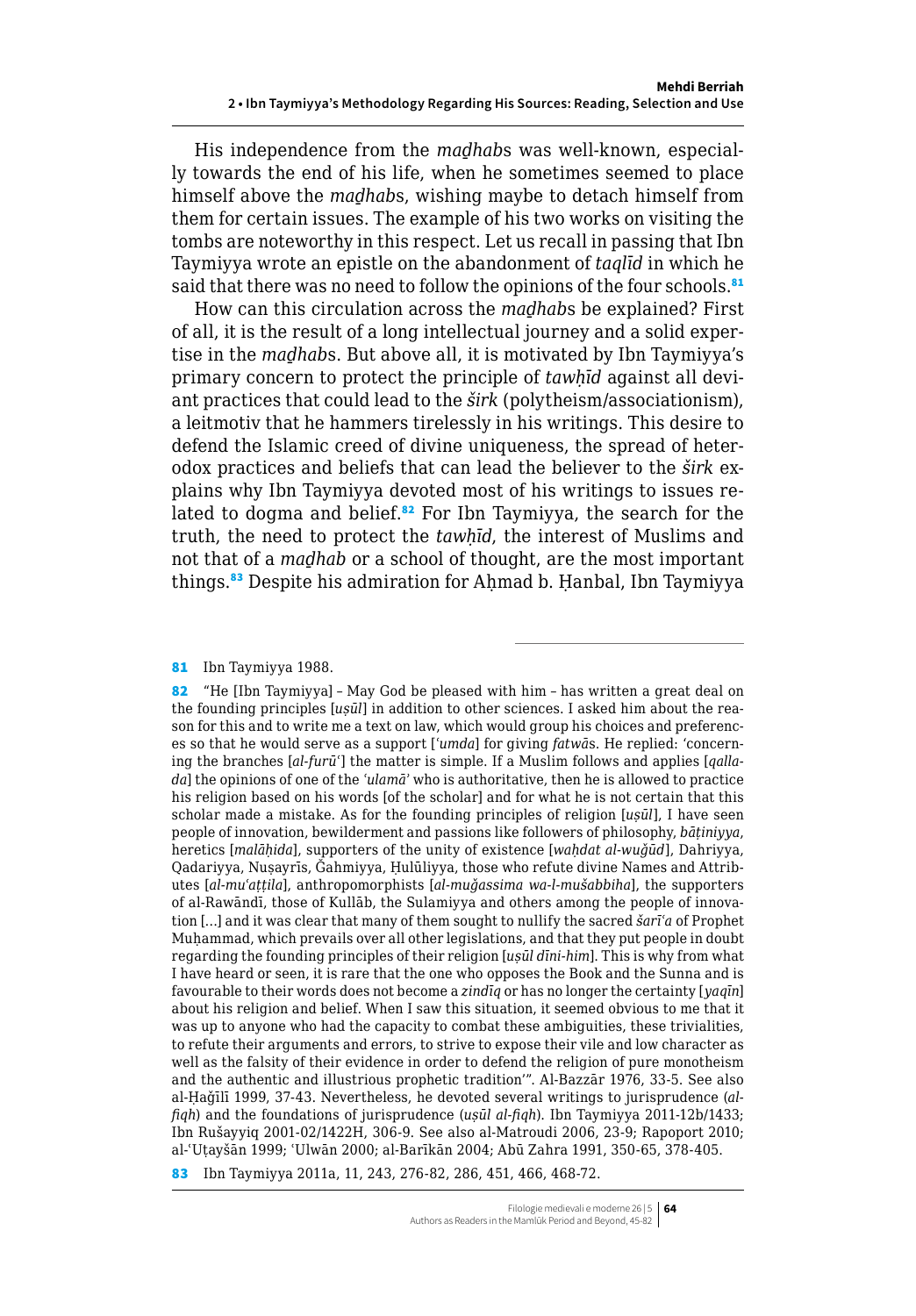His independence from the *maḏhab*s was well-known, especially towards the end of his life, when he sometimes seemed to place himself above the *maḏhab*s, wishing maybe to detach himself from them for certain issues. The example of his two works on visiting the tombs are noteworthy in this respect. Let us recall in passing that Ibn Taymiyya wrote an epistle on the abandonment of *taqlīd* in which he said that there was no need to follow the opinions of the four schools.[81]

How can this circulation across the *maḏhab*s be explained? First of all, it is the result of a long intellectual journey and a solid expertise in the *maḏhab*s. But above all, it is motivated by Ibn Taymiyya's primary concern to protect the principle of *tawḥīd* against all deviant practices that could lead to the *širk* (polytheism/associationism), a leitmotiv that he hammers tirelessly in his writings. This desire to defend the Islamic creed of divine uniqueness, the spread of heterodox practices and beliefs that can lead the believer to the *širk* explains why Ibn Taymiyya devoted most of his writings to issues related to dogma and belief.[82] For Ibn Taymiyya, the search for the truth, the need to protect the *tawḥīd*, the interest of Muslims and not that of a *maḏhab* or a school of thought, are the most important things.[83] Despite his admiration for Aḥmad b. Ḥanbal, Ibn Taymiyya

---

81 Ibn Taymiyya 1988.

82 "He [Ibn Taymiyya] – May God be pleased with him – has written a great deal on the founding principles [*uṣūl*] in addition to other sciences. I asked him about the reason for this and to write me a text on law, which would group his choices and preferences so that he would serve as a support [*ʿumda*] for giving *fatwā*s. He replied: 'concerning the branches [*al-furūʿ*] the matter is simple. If a Muslim follows and applies [*qallada*] the opinions of one of the *ʿulamāʾ* who is authoritative, then he is allowed to practice his religion based on his words [of the scholar] and for what he is not certain that this scholar made a mistake. As for the founding principles of religion [*uṣūl*], I have seen people of innovation, bewilderment and passions like followers of philosophy, *bāṭiniyya*, heretics [*malāḥida*], supporters of the unity of existence [*waḥdat al-wuǧūd*], Dahriyya, Qadariyya, Nuṣayrīs, Ǧahmiyya, Ḥulūliyya, those who refute divine Names and Attributes [*al-muʿaṭṭila*], anthropomorphists [*al-muǧassima wa-l-mušabbiha*], the supporters of al-Rawāndī, those of Kullāb, the Sulamiyya and others among the people of innovation […] and it was clear that many of them sought to nullify the sacred *šarīʿa* of Prophet Muḥammad, which prevails over all other legislations, and that they put people in doubt regarding the founding principles of their religion [*uṣūl dīni-him*]. This is why from what I have heard or seen, it is rare that the one who opposes the Book and the Sunna and is favourable to their words does not become a *zindīq* or has no longer the certainty [*yaqīn*] about his religion and belief. When I saw this situation, it seemed obvious to me that it was up to anyone who had the capacity to combat these ambiguities, these trivialities, to refute their arguments and errors, to strive to expose their vile and low character as well as the falsity of their evidence in order to defend the religion of pure monotheism and the authentic and illustrious prophetic tradition'". Al-Bazzār 1976, 33-5. See also al-Ḥaǧīlī 1999, 37-43. Nevertheless, he devoted several writings to jurisprudence (*al-fiqh*) and the foundations of jurisprudence (*uṣūl al-fiqh*). Ibn Taymiyya 2011-12b/1433; Ibn Rušayyiq 2001-02/1422H, 306-9. See also al-Matroudi 2006, 23-9; Rapoport 2010; al-ʿUṭayšān 1999; ʿUlwān 2000; al-Barīkān 2004; Abū Zahra 1991, 350-65, 378-405.

83 Ibn Taymiyya 2011a, 11, 243, 276-82, 286, 451, 466, 468-72.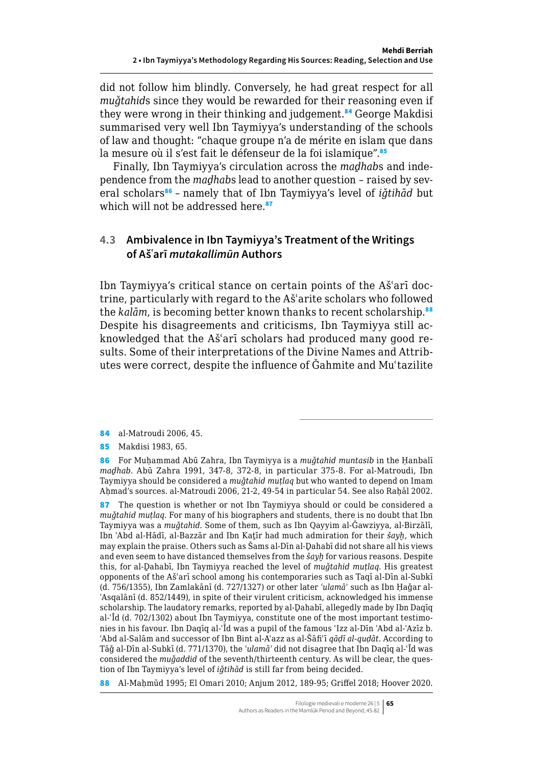did not follow him blindly. Conversely, he had great respect for all *muǧtahid*s since they would be rewarded for their reasoning even if they were wrong in their thinking and judgement.[84] George Makdisi summarised very well Ibn Taymiyya's understanding of the schools of law and thought: "chaque groupe n'a de mérite en islam que dans la mesure où il s'est fait le défenseur de la foi islamique".[85]

Finally, Ibn Taymiyya's circulation across the *maḏhab*s and independence from the *maḏhab*s lead to another question – raised by several scholars[86] – namely that of Ibn Taymiyya's level of *iǧtihād* but which will not be addressed here.[87]

## 4.3 Ambivalence in Ibn Taymiyya's Treatment of the Writings of Ašʿarī *mutakallimūn* Authors

Ibn Taymiyya's critical stance on certain points of the Ašʿarī doctrine, particularly with regard to the Ašʿarite scholars who followed the *kalām*, is becoming better known thanks to recent scholarship.[88] Despite his disagreements and criticisms, Ibn Taymiyya still acknowledged that the Ašʿarī scholars had produced many good results. Some of their interpretations of the Divine Names and Attributes were correct, despite the influence of Ǧahmite and Muʿtazilite

---

84 al-Matroudi 2006, 45.

85 Makdisi 1983, 65.

86 For Muḥammad Abū Zahra, Ibn Taymiyya is a *muǧtahid muntasib* in the Ḥanbalī *maḏhab*. Abū Zahra 1991, 347-8, 372-8, in particular 375-8. For al-Matroudi, Ibn Taymiyya should be considered a *muǧtahid muṭlaq* but who wanted to depend on Imam Aḥmad's sources. al-Matroudi 2006, 21-2, 49-54 in particular 54. See also Raḥāl 2002.

87 The question is whether or not Ibn Taymiyya should or could be considered a *muǧtahid muṭlaq*. For many of his biographers and students, there is no doubt that Ibn Taymiyya was a *muǧtahid*. Some of them, such as Ibn Qayyim al-Ǧawziyya, al-Birzālī, Ibn ʿAbd al-Hādī, al-Bazzār and Ibn Kaṯīr had much admiration for their *šayḫ*, which may explain the praise. Others such as Šams al-Dīn al-Ḏahabī did not share all his views and even seem to have distanced themselves from the *šayḫ* for various reasons. Despite this, for al-Ḏahabī, Ibn Taymiyya reached the level of *muǧtahid muṭlaq*. His greatest opponents of the Ašʿarī school among his contemporaries such as Taqī al-Dīn al-Subkī (d. 756/1355), Ibn Zamlakānī (d. 727/1327) or other later *ʿulamāʾ* such as Ibn Ḥaǧar al-ʿAsqalānī (d. 852/1449), in spite of their virulent criticism, acknowledged his immense scholarship. The laudatory remarks, reported by al-Ḏahabī, allegedly made by Ibn Daqīq al-ʿĪd (d. 702/1302) about Ibn Taymiyya, constitute one of the most important testimonies in his favour. Ibn Daqīq al-ʿĪd was a pupil of the famous ʿIzz al-Dīn ʿAbd al-ʿAzīz b. ʿAbd al-Salām and successor of Ibn Bint al-Aʿazz as al-Šāfiʿī *qāḍī al-quḍāt*. According to Tāǧ al-Dīn al-Subkī (d. 771/1370), the *ʿulamāʾ* did not disagree that Ibn Daqīq al-ʿĪd was considered the *muǧaddid* of the seventh/thirteenth century. As will be clear, the question of Ibn Taymiyya's level of *iǧtihād* is still far from being decided.

88 Al-Maḥmūd 1995; El Omari 2010; Anjum 2012, 189-95; Griffel 2018; Hoover 2020.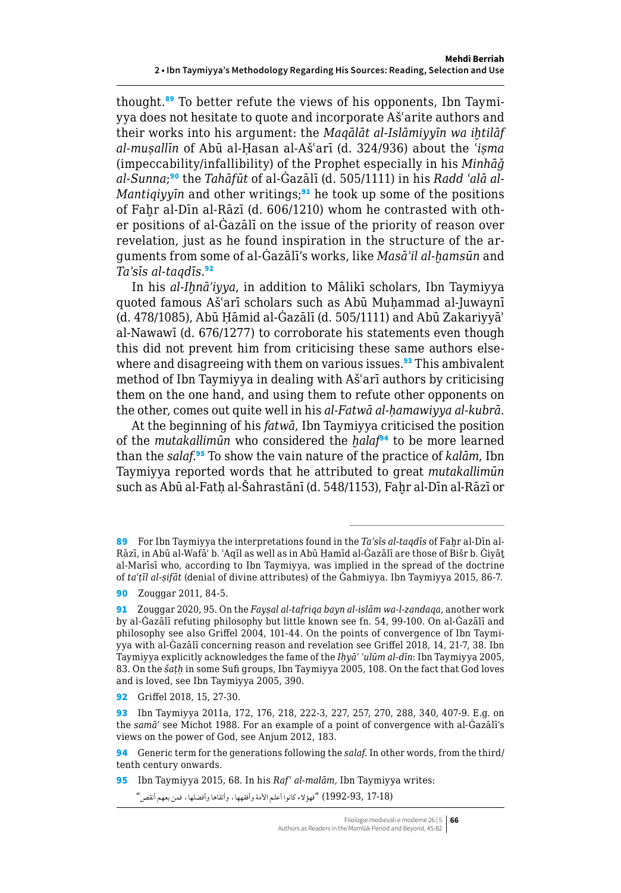thought.[89] To better refute the views of his opponents, Ibn Taymiyya does not hesitate to quote and incorporate Ašʿarite authors and their works into his argument: the *Maqālāt al-Islāmiyyīn wa iḫtilāf al-muṣallīn* of Abū al-Ḥasan al-Ašʿarī (d. 324/936) about the *ʿiṣma* (impeccability/infallibility) of the Prophet especially in his *Minhāǧ al-Sunna*;[90] the *Tahāfūt* of al-Ġazālī (d. 505/1111) in his *Radd ʿalā al-Mantiqiyyīn* and other writings;[91] he took up some of the positions of Faḫr al-Dīn al-Rāzī (d. 606/1210) whom he contrasted with other positions of al-Ġazālī on the issue of the priority of reason over revelation, just as he found inspiration in the structure of the arguments from some of al-Ġazālī's works, like *Masāʾil al-ḫamsūn* and *Taʾsīs al-taqdīs*.[92]

In his *al-Iḫnāʾiyya*, in addition to Mālikī scholars, Ibn Taymiyya quoted famous Ašʿarī scholars such as Abū Muḥammad al-Juwaynī (d. 478/1085), Abū Ḥāmid al-Ġazālī (d. 505/1111) and Abū Zakariyyāʾ al-Nawawī (d. 676/1277) to corroborate his statements even though this did not prevent him from criticising these same authors elsewhere and disagreeing with them on various issues.[93] This ambivalent method of Ibn Taymiyya in dealing with Ašʿarī authors by criticising them on the one hand, and using them to refute other opponents on the other, comes out quite well in his *al-Fatwā al-ḥamawiyya al-kubrā*.

At the beginning of his *fatwā*, Ibn Taymiyya criticised the position of the *mutakallimūn* who considered the *ḫalaf*[94] to be more learned than the *salaf*.[95] To show the vain nature of the practice of *kalām*, Ibn Taymiyya reported words that he attributed to great *mutakallimūn* such as Abū al-Fatḥ al-Šahrastānī (d. 548/1153), Faḫr al-Dīn al-Rāzī or

---

89 For Ibn Taymiyya the interpretations found in the *Taʾsīs al-taqdīs* of Faḫr al-Dīn al-Rāzī, in Abū al-Wafāʾ b. ʿAqīl as well as in Abū Ḥamīd al-Ġazālī are those of Bišr b. Ġiyāṯ al-Marīsī who, according to Ibn Taymiyya, was implied in the spread of the doctrine of *taʿṭīl al-ṣifāt* (denial of divine attributes) of the Ǧahmiyya. Ibn Taymiyya 2015, 86-7.

90 Zouggar 2011, 84-5.

91 Zouggar 2020, 95. On the *Fayṣal al-tafriqa bayn al-islām wa-l-zandaqa*, another work by al-Ġazālī refuting philosophy but little known see fn. 54, 99-100. On al-Ġazālī and philosophy see also Griffel 2004, 101-44. On the points of convergence of Ibn Taymiyya with al-Ġazālī concerning reason and revelation see Griffel 2018, 14, 21-7, 38. Ibn Taymiyya explicitly acknowledges the fame of the *Iḥyāʾ ʿulūm al-dīn*: Ibn Taymiyya 2005, 83. On the *šaṭḥ* in some Sufi groups, Ibn Taymiyya 2005, 108. On the fact that God loves and is loved, see Ibn Taymiyya 2005, 390.

92 Griffel 2018, 15, 27-30.

93 Ibn Taymiyya 2011a, 172, 176, 218, 222-3, 227, 257, 270, 288, 340, 407-9. E.g. on the *samāʿ* see Michot 1988. For an example of a point of convergence with al-Ġazālī's views on the power of God, see Anjum 2012, 183.

94 Generic term for the generations following the *salaf*. In other words, from the third/tenth century onwards.

95 Ibn Taymiyya 2015, 68. In his *Rafʿ al-malām*, Ibn Taymiyya writes:

"فهؤلاء كانوا أعلم الأمة وأفقهها، وأتقاها وأفضلها، فمن بعدهم أنقص" (1992-93, 17-18)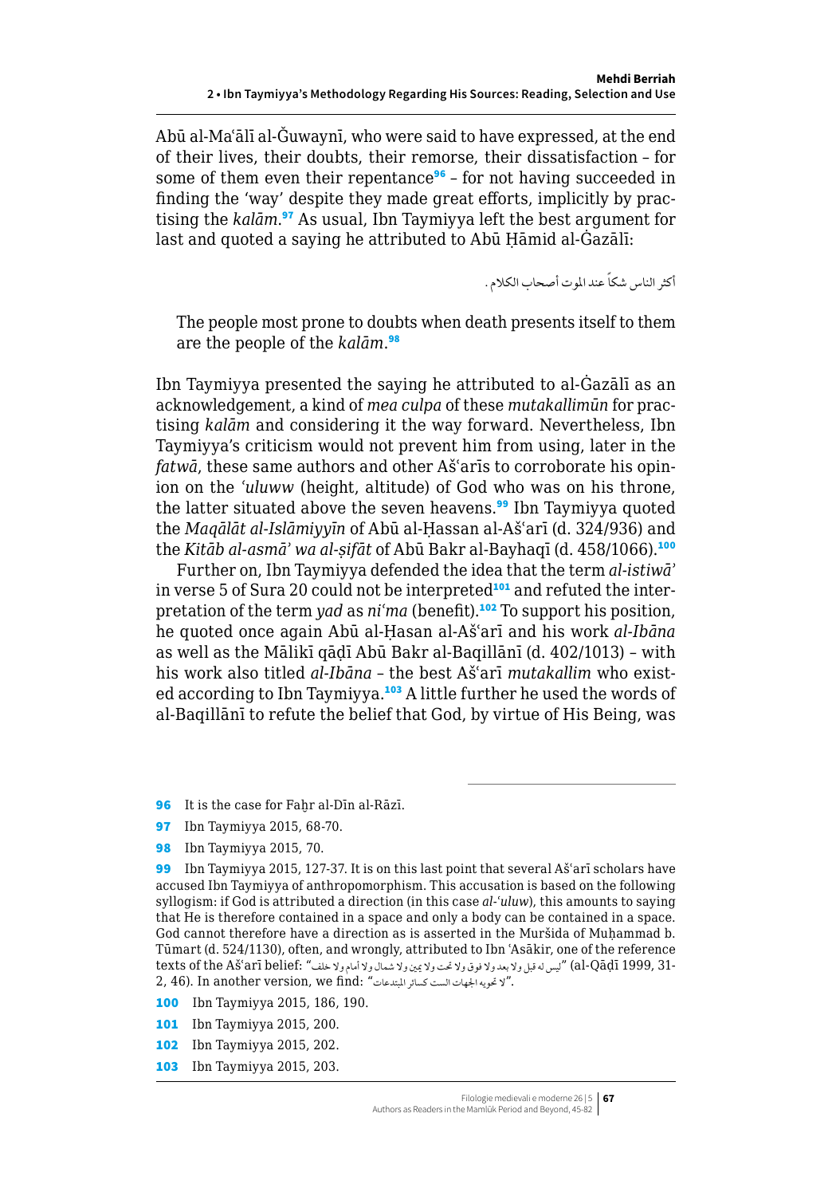Abū al-Maʿālī al-Ǧuwaynī, who were said to have expressed, at the end of their lives, their doubts, their remorse, their dissatisfaction – for some of them even their repentance[96] – for not having succeeded in finding the 'way' despite they made great efforts, implicitly by practising the *kalām*.[97] As usual, Ibn Taymiyya left the best argument for last and quoted a saying he attributed to Abū Ḥāmid al-Ġazālī:

أكثر الناس شكاً عند الموت أصحاب الكلام.

> The people most prone to doubts when death presents itself to them are the people of the *kalām*.[98]

Ibn Taymiyya presented the saying he attributed to al-Ġazālī as an acknowledgement, a kind of *mea culpa* of these *mutakallimūn* for practising *kalām* and considering it the way forward. Nevertheless, Ibn Taymiyya's criticism would not prevent him from using, later in the *fatwā*, these same authors and other Ašʿarīs to corroborate his opinion on the *ʿuluww* (height, altitude) of God who was on his throne, the latter situated above the seven heavens.[99] Ibn Taymiyya quoted the *Maqālāt al-Islāmiyyīn* of Abū al-Ḥassan al-Ašʿarī (d. 324/936) and the *Kitāb al-asmāʾ wa al-ṣifāt* of Abū Bakr al-Bayhaqī (d. 458/1066).[100]

Further on, Ibn Taymiyya defended the idea that the term *al-istiwāʾ* in verse 5 of Sura 20 could not be interpreted[101] and refuted the interpretation of the term *yad* as *niʿma* (benefit).[102] To support his position, he quoted once again Abū al-Ḥasan al-Ašʿarī and his work *al-Ibāna* as well as the Mālikī qāḍī Abū Bakr al-Baqillānī (d. 402/1013) – with his work also titled *al-Ibāna* – the best Ašʿarī *mutakallim* who existed according to Ibn Taymiyya.[103] A little further he used the words of al-Baqillānī to refute the belief that God, by virtue of His Being, was

---

96 It is the case for Faḫr al-Dīn al-Rāzī.

97 Ibn Taymiyya 2015, 68-70.

98 Ibn Taymiyya 2015, 70.

99 Ibn Taymiyya 2015, 127-37. It is on this last point that several Ašʿarī scholars have accused Ibn Taymiyya of anthropomorphism. This accusation is based on the following syllogism: if God is attributed a direction (in this case *al-ʿuluw*), this amounts to saying that He is therefore contained in a space and only a body can be contained in a space. God cannot therefore have a direction as is asserted in the Muršida of Muḥammad b. Tūmart (d. 524/1130), often, and wrongly, attributed to Ibn ʿAsākir, one of the reference texts of the Ašʿarī belief: "ليس له قبل ولا بعد ولا فوق ولا تحت ولا يمين ولا شمال ولا أمام ولا خلف" (al-Qāḍī 1999, 31-2, 46). In another version, we find: "لا تحويه الجهات الست كسائر المبتدعات".

100 Ibn Taymiyya 2015, 186, 190.

101 Ibn Taymiyya 2015, 200.

102 Ibn Taymiyya 2015, 202.

103 Ibn Taymiyya 2015, 203.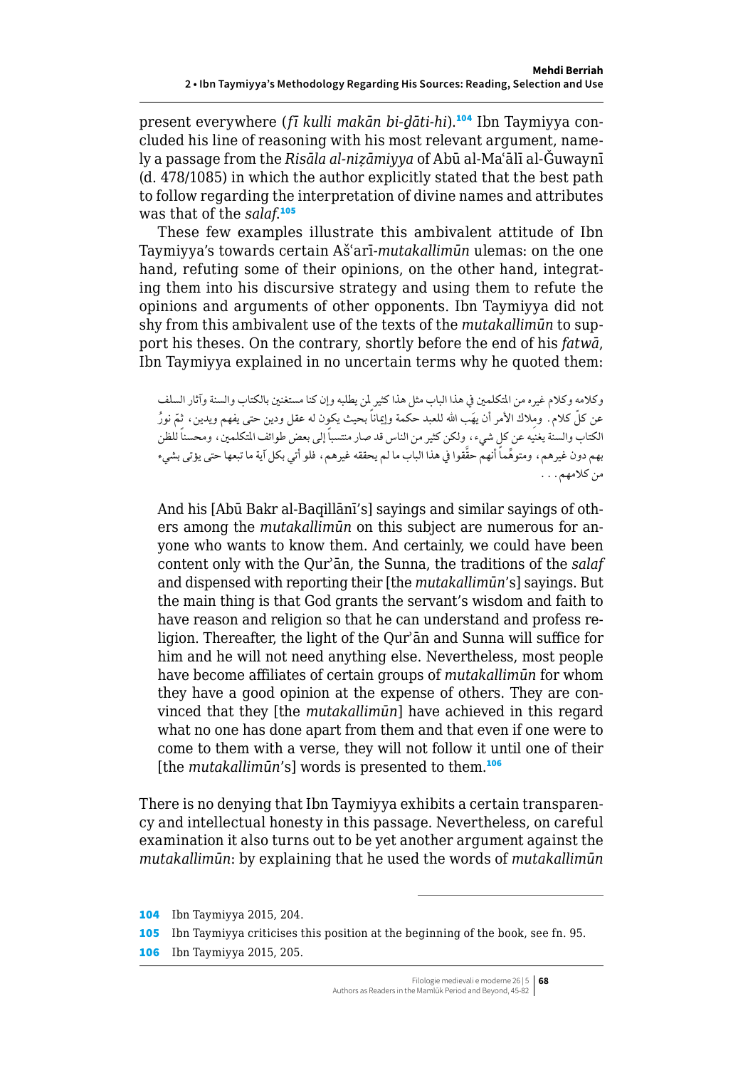present everywhere (*fī kulli makān bi-ḏāti-hi*).[104] Ibn Taymiyya concluded his line of reasoning with his most relevant argument, namely a passage from the *Risāla al-niẓāmiyya* of Abū al-Maʿālī al-Ǧuwaynī (d. 478/1085) in which the author explicitly stated that the best path to follow regarding the interpretation of divine names and attributes was that of the *salaf*.[105]

These few examples illustrate this ambivalent attitude of Ibn Taymiyya's towards certain Ašʿarī-*mutakallimūn* ulemas: on the one hand, refuting some of their opinions, on the other hand, integrating them into his discursive strategy and using them to refute the opinions and arguments of other opponents. Ibn Taymiyya did not shy from this ambivalent use of the texts of the *mutakallimūn* to support his theses. On the contrary, shortly before the end of his *fatwā*, Ibn Taymiyya explained in no uncertain terms why he quoted them:

وكلامه وكلام غيره من المتكلمين في هذا الباب مثل هذا كثير لمن يطلبه وإن كنا مستغنين بالكتاب والسنة وآثار السلف عن كلّ كلام. وملاك الأمر أن يهَب الله للعبد حكمة وإيماناً بحيث يكون له عقل ودين حتى يفهم ويدين، ثمّ نورُ الكتاب والسنة يغنيه عن كل شيء، ولكن كثير من الناس قد صار منتسباً إلى بعض طوائف المتكلمين، ومحسناً للظن بهم دون غيرهم، ومتوهّماً أنهم حقّقوا في هذا الباب ما لم يحققه غيرهم، فلو أتي بكل آية ما تبعها حتى يؤتى بشيء من كلامهم. . .

> And his [Abū Bakr al-Baqillānī's] sayings and similar sayings of others among the *mutakallimūn* on this subject are numerous for anyone who wants to know them. And certainly, we could have been content only with the Qurʾān, the Sunna, the traditions of the *salaf* and dispensed with reporting their [the *mutakallimūn*'s] sayings. But the main thing is that God grants the servant's wisdom and faith to have reason and religion so that he can understand and profess religion. Thereafter, the light of the Qurʾān and Sunna will suffice for him and he will not need anything else. Nevertheless, most people have become affiliates of certain groups of *mutakallimūn* for whom they have a good opinion at the expense of others. They are convinced that they [the *mutakallimūn*] have achieved in this regard what no one has done apart from them and that even if one were to come to them with a verse, they will not follow it until one of their [the *mutakallimūn*'s] words is presented to them.[106]

There is no denying that Ibn Taymiyya exhibits a certain transparency and intellectual honesty in this passage. Nevertheless, on careful examination it also turns out to be yet another argument against the *mutakallimūn*: by explaining that he used the words of *mutakallimūn*

---

104 Ibn Taymiyya 2015, 204.

105 Ibn Taymiyya criticises this position at the beginning of the book, see fn. 95.

106 Ibn Taymiyya 2015, 205.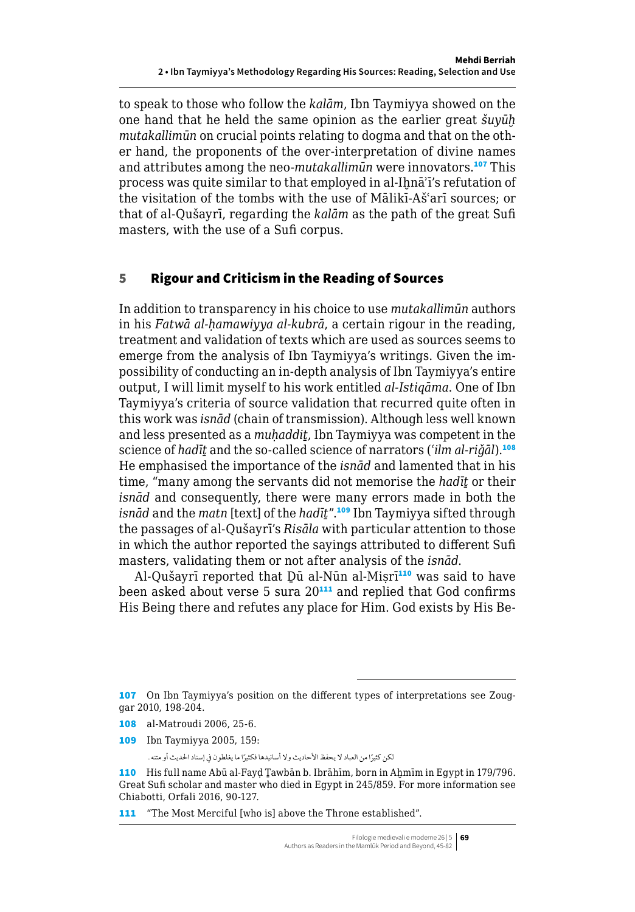to speak to those who follow the *kalām*, Ibn Taymiyya showed on the one hand that he held the same opinion as the earlier great *šuyūḫ mutakallimūn* on crucial points relating to dogma and that on the other hand, the proponents of the over-interpretation of divine names and attributes among the neo-*mutakallimūn* were innovators.[107] This process was quite similar to that employed in al-Iḫnāʾī's refutation of the visitation of the tombs with the use of Mālikī-Ašʿarī sources; or that of al-Qušayrī, regarding the *kalām* as the path of the great Sufi masters, with the use of a Sufi corpus.

## 5 Rigour and Criticism in the Reading of Sources

In addition to transparency in his choice to use *mutakallimūn* authors in his *Fatwā al-ḥamawiyya al-kubrā*, a certain rigour in the reading, treatment and validation of texts which are used as sources seems to emerge from the analysis of Ibn Taymiyya's writings. Given the impossibility of conducting an in-depth analysis of Ibn Taymiyya's entire output, I will limit myself to his work entitled *al-Istiqāma*. One of Ibn Taymiyya's criteria of source validation that recurred quite often in this work was *isnād* (chain of transmission). Although less well known and less presented as a *muḥaddiṯ*, Ibn Taymiyya was competent in the science of *hadīṯ* and the so-called science of narrators (*ʿilm al-riǧāl*).[108] He emphasised the importance of the *isnād* and lamented that in his time, "many among the servants did not memorise the *hadīṯ* or their *isnād* and consequently, there were many errors made in both the *isnād* and the *matn* [text] of the *hadīṯ*".[109] Ibn Taymiyya sifted through the passages of al-Qušayrī's *Risāla* with particular attention to those in which the author reported the sayings attributed to different Sufi masters, validating them or not after analysis of the *isnād*.

Al-Qušayrī reported that Ḏū al-Nūn al-Miṣrī[110] was said to have been asked about verse 5 sura 20[111] and replied that God confirms His Being there and refutes any place for Him. God exists by His Be-

---

107 On Ibn Taymiyya's position on the different types of interpretations see Zouggar 2010, 198-204.

108 al-Matroudi 2006, 25-6.

109 Ibn Taymiyya 2005, 159:

لكن كثيرًا من العباد لا يحفظ الأحاديث ولا أسانيدها فكثيرًا ما يغلطون في إسناد الحديث أو متنه.

110 His full name Abū al-Fayḍ Ṯawbān b. Ibrāhīm, born in Aḫmīm in Egypt in 179/796. Great Sufi scholar and master who died in Egypt in 245/859. For more information see Chiabotti, Orfali 2016, 90-127.

111 "The Most Merciful [who is] above the Throne established".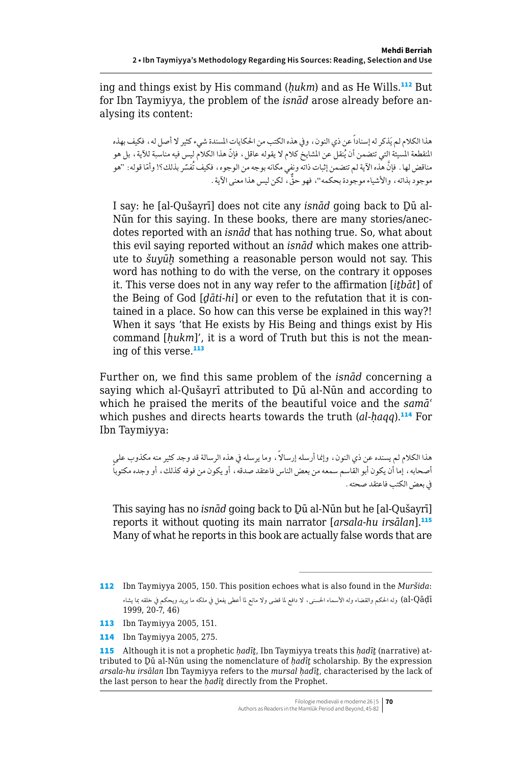ing and things exist by His command (*ḥukm*) and as He Wills.[112] But for Ibn Taymiyya, the problem of the *isnād* arose already before analysing its content:

هذا الكلام لم يَذكر له إسناداً عن ذي النون، وفي هذه الكتب من الحكايات المسندة شيء كثير لا أصل له، فكيف بهذه المنقطعة المسيئة التي تتضمن أن يُنقل عن المشايخ كلام لا يقوله عاقل، فإنّ هذا الكلام ليس فيه مناسبة للآية، بل هو مناقض لها. فإنّ هذه الآية لم تتضمن إثبات ذاته ونفي مكانه بوجه من الوجوه، فكيف تُفسّر بذلك؟! وأمّا قوله: "هو موجود بذاته، والأشياء موجودة بحكمه"، فهو حقٌّ، لكن ليس هذا معنى الآية.

> I say: he [al-Qušayrī] does not cite any *isnād* going back to Ḏū al-Nūn for this saying. In these books, there are many stories/anecdotes reported with an *isnād* that has nothing true. So, what about this evil saying reported without an *isnād* which makes one attribute to *šuyūḫ* something a reasonable person would not say. This word has nothing to do with the verse, on the contrary it opposes it. This verse does not in any way refer to the affirmation [*iṯbāt*] of the Being of God [*ḏāti-hi*] or even to the refutation that it is contained in a place. So how can this verse be explained in this way?! When it says 'that He exists by His Being and things exist by His command [*ḥukm*]', it is a word of Truth but this is not the meaning of this verse.[113]

Further on, we find this same problem of the *isnād* concerning a saying which al-Qušayrī attributed to Ḏū al-Nūn and according to which he praised the merits of the beautiful voice and the *samāʿ* which pushes and directs hearts towards the truth (*al-ḥaqq*).[114] For Ibn Taymiyya:

هذا الكلام لم يسنده عن ذي النون، وإنما أرسله إرسالاً، وما يرسله في هذه الرسالة قد وجد كثير منه مكذوب على أصحابه، إما أن يكون أبو القاسم سمعه من بعض الناس فاعتقد صدقه، أو يكون من فوقه كذلك، أو وجده مكتوباً في بعض الكتب فاعتقد صحته.

> This saying has no *isnād* going back to Ḏū al-Nūn but he [al-Qušayrī] reports it without quoting its main narrator [*arsala-hu irsālan*].[115] Many of what he reports in this book are actually false words that are

---

112 Ibn Taymiyya 2005, 150. This position echoes what is also found in the *Muršida*: وله الحكم والقضاء وله الأسماء الحسنى، لا دافع لما قضى ولا مانع لما أعطى يفعل في ملكه ما يريد ويحكم في خلقه بما يشاء (al-Qāḍī 1999, 20-7, 46)

113 Ibn Taymiyya 2005, 151.

114 Ibn Taymiyya 2005, 275.

115 Although it is not a prophetic *ḥadīṯ*, Ibn Taymiyya treats this *ḥadīṯ* (narrative) attributed to Ḏū al-Nūn using the nomenclature of *ḥadīṯ* scholarship. By the expression *arsala-hu irsālan* Ibn Taymiyya refers to the *mursal ḥadīṯ*, characterised by the lack of the last person to hear the *ḥadīṯ* directly from the Prophet.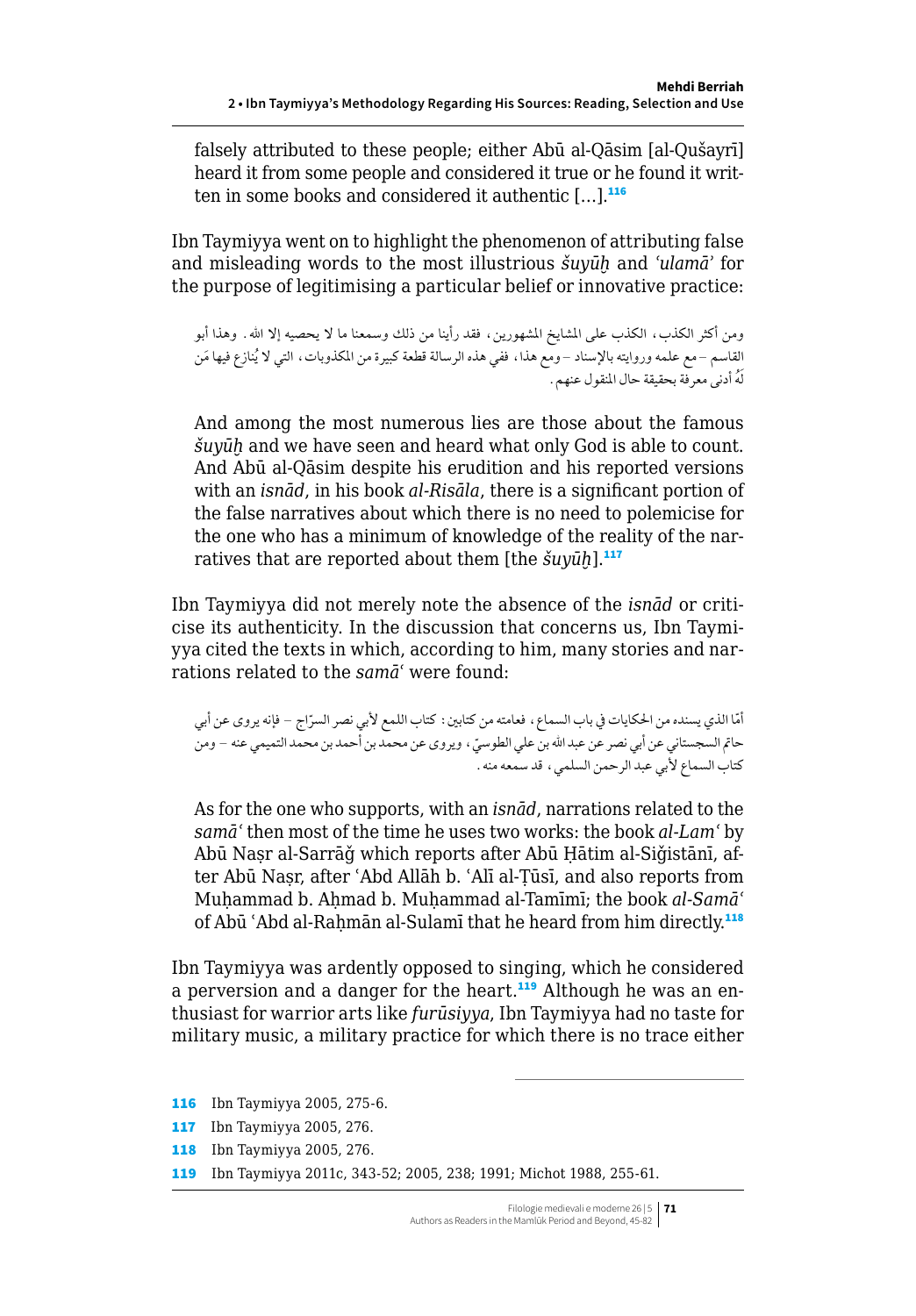falsely attributed to these people; either Abū al-Qāsim [al-Qušayrī] heard it from some people and considered it true or he found it written in some books and considered it authentic […].[116]

Ibn Taymiyya went on to highlight the phenomenon of attributing false and misleading words to the most illustrious *šuyūḫ* and *ʿulamāʾ* for the purpose of legitimising a particular belief or innovative practice:

ومن أكثر الكذب، الكذب على المشايخ المشهورين، فقد رأينا من ذلك وسمعنا ما لا يحصيه إلا الله. وهذا أبو القاسم – مع علمه وروايته بالإسناد – ومع هذا، ففي هذه الرسالة قطعة كبيرة من المكذوبات، التي لا يُنازع فيها مَن لَهُ أدنى معرفة بحقيقة حال المنقول عنهم.

> And among the most numerous lies are those about the famous *šuyūḫ* and we have seen and heard what only God is able to count. And Abū al-Qāsim despite his erudition and his reported versions with an *isnād*, in his book *al-Risāla*, there is a significant portion of the false narratives about which there is no need to polemicise for the one who has a minimum of knowledge of the reality of the narratives that are reported about them [the *šuyūḫ*].[117]

Ibn Taymiyya did not merely note the absence of the *isnād* or criticise its authenticity. In the discussion that concerns us, Ibn Taymiyya cited the texts in which, according to him, many stories and narrations related to the *samāʿ* were found:

أمّا الذي يسنده من الحكايات في باب السماع، فعامته من كتابين: كتاب اللمع لأبي نصر السرّاج – فإنه يروى عن أبي حاتم السجستاني عن أبي نصر عن عبد الله بن علي الطوسيّ، ويروى عن محمد بن أحمد بن محمد التميمي عنه – ومن كتاب السماع لأبي عبد الرحمن السلمي، قد سمعه منه.

> As for the one who supports, with an *isnād*, narrations related to the *samāʿ* then most of the time he uses two works: the book *al-Lamʿ* by Abū Naṣr al-Sarrāǧ which reports after Abū Ḥātim al-Siǧistānī, after Abū Naṣr, after ʿAbd Allāh b. ʿAlī al-Ṭūsī, and also reports from Muḥammad b. Aḥmad b. Muḥammad al-Tamīmī; the book *al-Samāʿ* of Abū ʿAbd al-Raḥmān al-Sulamī that he heard from him directly.[118]

Ibn Taymiyya was ardently opposed to singing, which he considered a perversion and a danger for the heart.[119] Although he was an enthusiast for warrior arts like *furūsiyya*, Ibn Taymiyya had no taste for military music, a military practice for which there is no trace either

---

116 Ibn Taymiyya 2005, 275-6.

117 Ibn Taymiyya 2005, 276.

118 Ibn Taymiyya 2005, 276.

119 Ibn Taymiyya 2011c, 343-52; 2005, 238; 1991; Michot 1988, 255-61.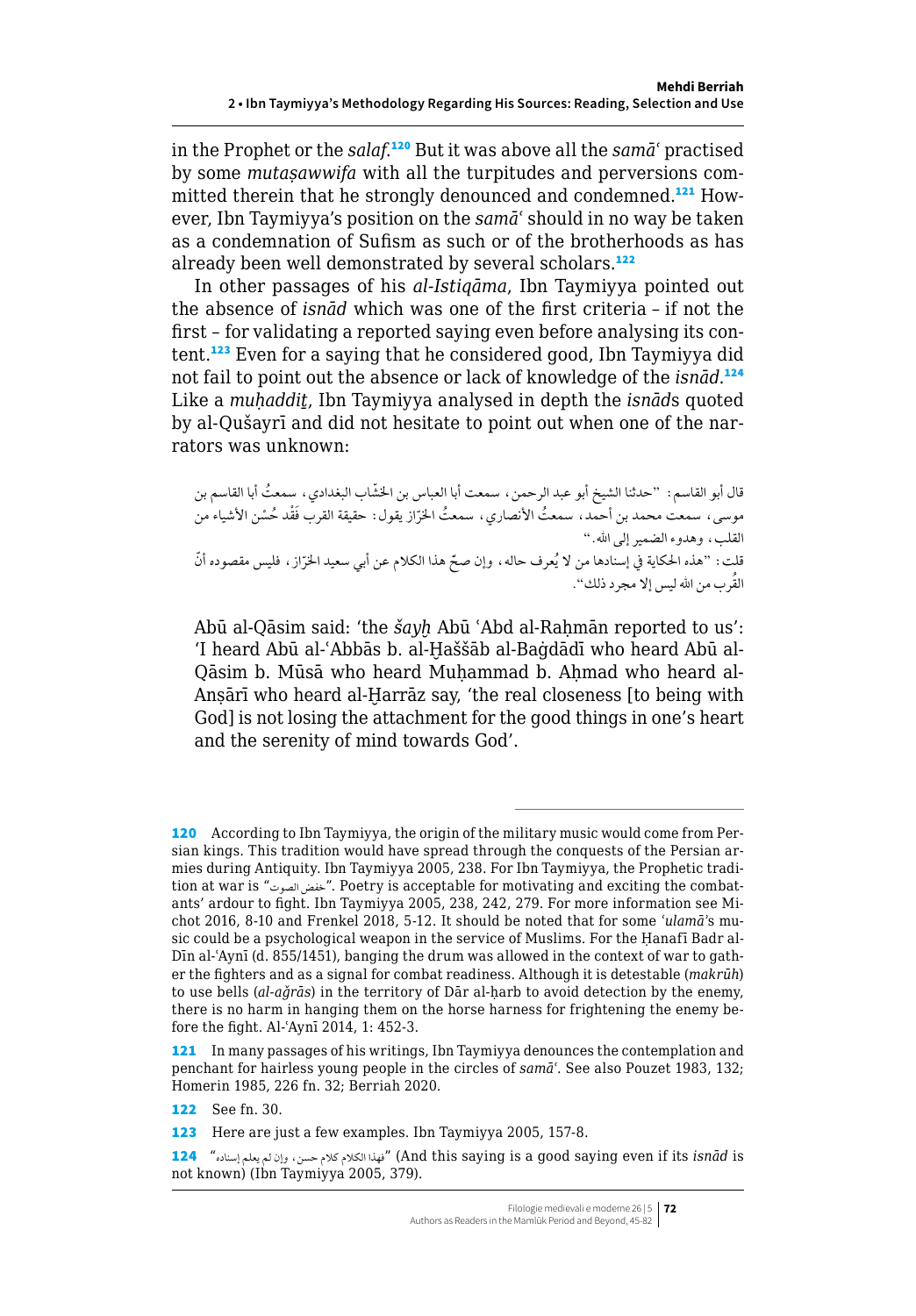in the Prophet or the *salaf*.[120] But it was above all the *samāʿ* practised by some *mutaṣawwifa* with all the turpitudes and perversions committed therein that he strongly denounced and condemned.[121] However, Ibn Taymiyya's position on the *samāʿ* should in no way be taken as a condemnation of Sufism as such or of the brotherhoods as has already been well demonstrated by several scholars.[122]

In other passages of his *al-Istiqāma*, Ibn Taymiyya pointed out the absence of *isnād* which was one of the first criteria – if not the first – for validating a reported saying even before analysing its content.[123] Even for a saying that he considered good, Ibn Taymiyya did not fail to point out the absence or lack of knowledge of the *isnād*.[124] Like a *muḥaddiṯ*, Ibn Taymiyya analysed in depth the *isnād*s quoted by al-Qušayrī and did not hesitate to point out when one of the narrators was unknown:

قال أبو القاسم: "حدثنا الشيخ أبو عبد الرحمن، سمعت أبا العباس بن الخشّاب البغدادي، سمعتُ أبا القاسم بن موسى، سمعت محمد بن أحمد، سمعتُ الأنصاري، سمعتُ الخرّاز يقول: حقيقة القرب فَقْد حُسْن الأشياء من القلب، وهدوء الضمير إلى الله."

قلت: "هذه الحكاية في إسنادها من لا يُعرف حاله، وإن صحّ هذا الكلام عن أبي سعيد الخرّاز، فليس مقصوده أنّ القُرب من الله ليس إلا مجرد ذلك".

Abū al-Qāsim said: 'the *šayḫ* Abū ʿAbd al-Raḥmān reported to us': 'I heard Abū al-ʿAbbās b. al-Ḫaššāb al-Baġdādī who heard Abū al-Qāsim b. Mūsā who heard Muḥammad b. Aḥmad who heard al-Anṣārī who heard al-Ḫarrāz say, 'the real closeness [to being with God] is not losing the attachment for the good things in one's heart and the serenity of mind towards God'.

---

120 According to Ibn Taymiyya, the origin of the military music would come from Persian kings. This tradition would have spread through the conquests of the Persian armies during Antiquity. Ibn Taymiyya 2005, 238. For Ibn Taymiyya, the Prophetic tradition at war is "خفض الصوت". Poetry is acceptable for motivating and exciting the combatants' ardour to fight. Ibn Taymiyya 2005, 238, 242, 279. For more information see Michot 2016, 8-10 and Frenkel 2018, 5-12. It should be noted that for some *ʿulamā*'s music could be a psychological weapon in the service of Muslims. For the Ḥanafī Badr al-Dīn al-ʿAynī (d. 855/1451), banging the drum was allowed in the context of war to gather the fighters and as a signal for combat readiness. Although it is detestable (*makrūh*) to use bells (*al-aǧrās*) in the territory of Dār al-ḥarb to avoid detection by the enemy, there is no harm in hanging them on the horse harness for frightening the enemy before the fight. Al-ʿAynī 2014, 1: 452-3.

121 In many passages of his writings, Ibn Taymiyya denounces the contemplation and penchant for hairless young people in the circles of *samāʿ*. See also Pouzet 1983, 132; Homerin 1985, 226 fn. 32; Berriah 2020.

122 See fn. 30.

123 Here are just a few examples. Ibn Taymiyya 2005, 157-8.

124 "فهذا الكلام كلام حسن، وإن لم يعلم إسناده" (And this saying is a good saying even if its *isnād* is not known) (Ibn Taymiyya 2005, 379).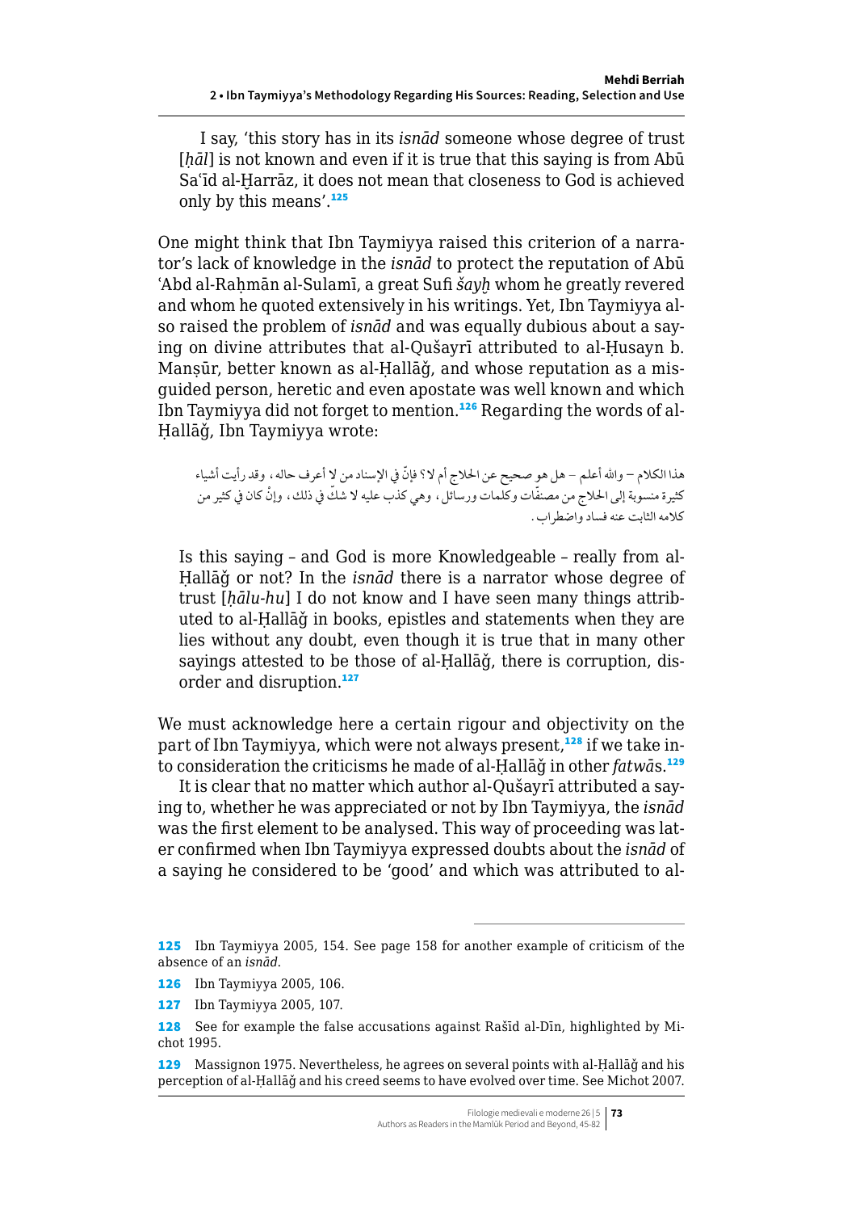I say, 'this story has in its *isnād* someone whose degree of trust [*ḥāl*] is not known and even if it is true that this saying is from Abū Sa'īd al-Ḫarrāz, it does not mean that closeness to God is achieved only by this means'.[125]

One might think that Ibn Taymiyya raised this criterion of a narrator's lack of knowledge in the *isnād* to protect the reputation of Abū 'Abd al-Raḥmān al-Sulamī, a great Sufi *šayḫ* whom he greatly revered and whom he quoted extensively in his writings. Yet, Ibn Taymiyya also raised the problem of *isnād* and was equally dubious about a saying on divine attributes that al-Qušayrī attributed to al-Ḥusayn b. Manṣūr, better known as al-Ḥallāǧ, and whose reputation as a misguided person, heretic and even apostate was well known and which Ibn Taymiyya did not forget to mention.[126] Regarding the words of al-Ḥallāǧ, Ibn Taymiyya wrote:

هذا الكلام – والله أعلم – هل هو صحيح عن الحلاج أم لا؟ فإنّ في الإسناد من لا أعرف حاله، وقد رأيت أشياء كثيرة منسوبة إلى الحلاج من مصنّفات وكلمات ورسائل، وهي كذب عليه لا شكّ في ذلك، وإنْ كان في كثير من كلامه الثابت عنه فساد واضطراب.

> Is this saying – and God is more Knowledgeable – really from al-Ḥallāǧ or not? In the *isnād* there is a narrator whose degree of trust [*ḥālu-hu*] I do not know and I have seen many things attributed to al-Ḥallāǧ in books, epistles and statements when they are lies without any doubt, even though it is true that in many other sayings attested to be those of al-Ḥallāǧ, there is corruption, disorder and disruption.[127]

We must acknowledge here a certain rigour and objectivity on the part of Ibn Taymiyya, which were not always present,[128] if we take into consideration the criticisms he made of al-Ḥallāǧ in other *fatwā*s.[129]

It is clear that no matter which author al-Qušayrī attributed a saying to, whether he was appreciated or not by Ibn Taymiyya, the *isnād* was the first element to be analysed. This way of proceeding was later confirmed when Ibn Taymiyya expressed doubts about the *isnād* of a saying he considered to be 'good' and which was attributed to al-

---

125 Ibn Taymiyya 2005, 154. See page 158 for another example of criticism of the absence of an *isnād*.

126 Ibn Taymiyya 2005, 106.

127 Ibn Taymiyya 2005, 107.

128 See for example the false accusations against Rašīd al-Dīn, highlighted by Michot 1995.

129 Massignon 1975. Nevertheless, he agrees on several points with al-Ḥallāǧ and his perception of al-Ḥallāǧ and his creed seems to have evolved over time. See Michot 2007.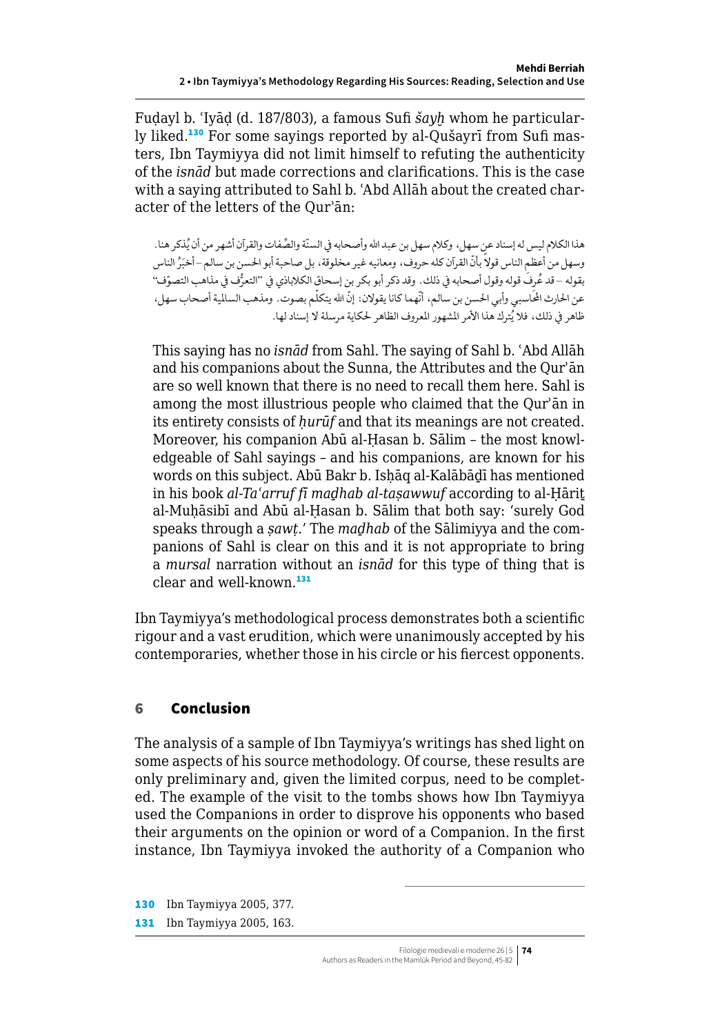Fuḍayl b. ʿIyāḍ (d. 187/803), a famous Sufi *šayḫ* whom he particularly liked.[130] For some sayings reported by al-Qušayrī from Sufi masters, Ibn Taymiyya did not limit himself to refuting the authenticity of the *isnād* but made corrections and clarifications. This is the case with a saying attributed to Sahl b. ʿAbd Allāh about the created character of the letters of the Qurʾān:

هذا الكلام ليس له إسناد عن سهل، وكلام سهل بن عبد الله وأصحابه في السنّة والصّفات والقرآن أشهر من أن يُذكر هنا. وسهل من أعظم الناس قولاً بأنّ القرآن كله حروف، ومعانيه غير مخلوقة، بل صاحبة أبو الحسن بن سالم – أخبَرُ الناس بقوله – قد عُرِفَ قوله وقول أصحابه في ذلك. وقد ذكر أبو بكر بن إسحاق الكلاباذي في "التعرُّف في مذاهب التصوّف" عن الحارث المحاسبي وأبي الحسن بن سالم، أنّهما كانا يقولان: إنّ الله يتكلّم بصوت. ومذهب السالمية أصحاب سهل، ظاهر في ذلك، فلا يُترك هذا الأمر المشهور المعروف الظاهر لحكاية مرسلة لا إسناد لها.

> This saying has no *isnād* from Sahl. The saying of Sahl b. ʿAbd Allāh and his companions about the Sunna, the Attributes and the Qurʾān are so well known that there is no need to recall them here. Sahl is among the most illustrious people who claimed that the Qurʾān in its entirety consists of *ḥurūf* and that its meanings are not created. Moreover, his companion Abū al-Ḥasan b. Sālim – the most knowledgeable of Sahl sayings – and his companions, are known for his words on this subject. Abū Bakr b. Isḥāq al-Kalābāḏī has mentioned in his book *al-Taʿarruf fī maḏhab al-taṣawwuf* according to al-Ḥāriṯ al-Muḥāsibī and Abū al-Ḥasan b. Sālim that both say: 'surely God speaks through a *ṣawṭ*.' The *maḏhab* of the Sālimiyya and the companions of Sahl is clear on this and it is not appropriate to bring a *mursal* narration without an *isnād* for this type of thing that is clear and well-known.[131]

Ibn Taymiyya's methodological process demonstrates both a scientific rigour and a vast erudition, which were unanimously accepted by his contemporaries, whether those in his circle or his fiercest opponents.

## 6 Conclusion

The analysis of a sample of Ibn Taymiyya's writings has shed light on some aspects of his source methodology. Of course, these results are only preliminary and, given the limited corpus, need to be completed. The example of the visit to the tombs shows how Ibn Taymiyya used the Companions in order to disprove his opponents who based their arguments on the opinion or word of a Companion. In the first instance, Ibn Taymiyya invoked the authority of a Companion who

---

130 Ibn Taymiyya 2005, 377.

131 Ibn Taymiyya 2005, 163.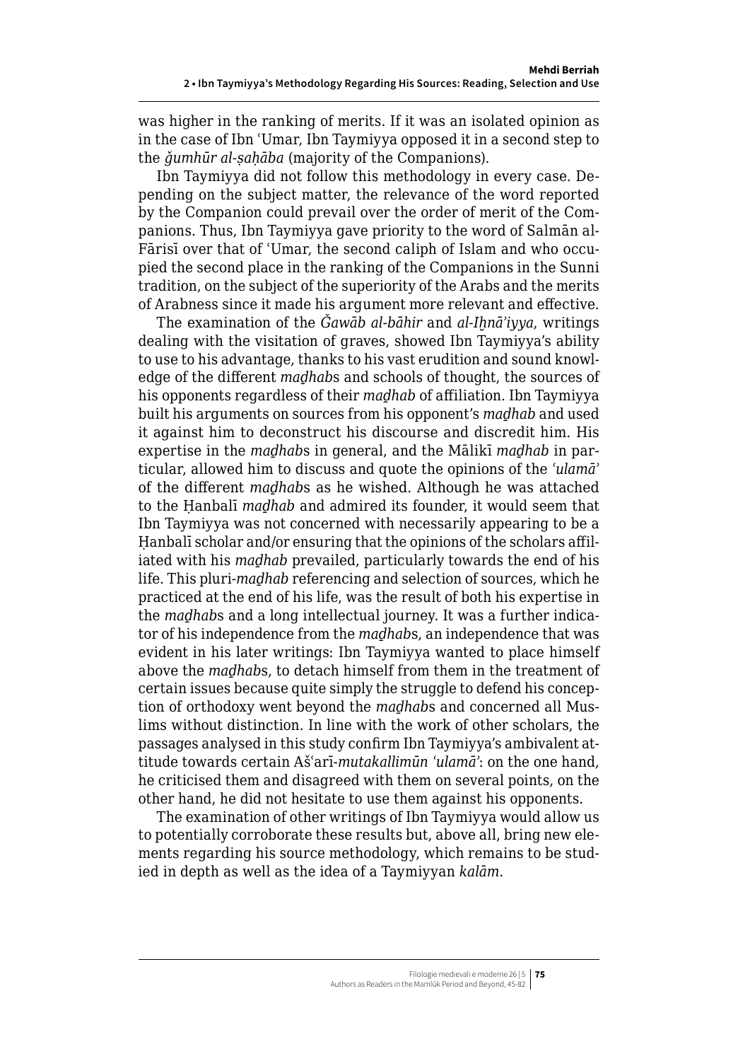was higher in the ranking of merits. If it was an isolated opinion as in the case of Ibn ʿUmar, Ibn Taymiyya opposed it in a second step to the *ǧumhūr al-ṣaḥāba* (majority of the Companions).

Ibn Taymiyya did not follow this methodology in every case. Depending on the subject matter, the relevance of the word reported by the Companion could prevail over the order of merit of the Companions. Thus, Ibn Taymiyya gave priority to the word of Salmān al-Fārisī over that of ʿUmar, the second caliph of Islam and who occupied the second place in the ranking of the Companions in the Sunni tradition, on the subject of the superiority of the Arabs and the merits of Arabness since it made his argument more relevant and effective.

The examination of the *Ǧawāb al-bāhir* and *al-Iḫnāʾiyya*, writings dealing with the visitation of graves, showed Ibn Taymiyya's ability to use to his advantage, thanks to his vast erudition and sound knowledge of the different *maḏhab*s and schools of thought, the sources of his opponents regardless of their *maḏhab* of affiliation. Ibn Taymiyya built his arguments on sources from his opponent's *maḏhab* and used it against him to deconstruct his discourse and discredit him. His expertise in the *maḏhab*s in general, and the Mālikī *maḏhab* in particular, allowed him to discuss and quote the opinions of the *ʿulamāʾ* of the different *maḏhab*s as he wished. Although he was attached to the Ḥanbalī *maḏhab* and admired its founder, it would seem that Ibn Taymiyya was not concerned with necessarily appearing to be a Ḥanbalī scholar and/or ensuring that the opinions of the scholars affiliated with his *maḏhab* prevailed, particularly towards the end of his life. This pluri-*maḏhab* referencing and selection of sources, which he practiced at the end of his life, was the result of both his expertise in the *maḏhab*s and a long intellectual journey. It was a further indicator of his independence from the *maḏhab*s, an independence that was evident in his later writings: Ibn Taymiyya wanted to place himself above the *maḏhab*s, to detach himself from them in the treatment of certain issues because quite simply the struggle to defend his conception of orthodoxy went beyond the *maḏhab*s and concerned all Muslims without distinction. In line with the work of other scholars, the passages analysed in this study confirm Ibn Taymiyya's ambivalent attitude towards certain Ašʿarī-*mutakallimūn ʿulamāʾ*: on the one hand, he criticised them and disagreed with them on several points, on the other hand, he did not hesitate to use them against his opponents.

The examination of other writings of Ibn Taymiyya would allow us to potentially corroborate these results but, above all, bring new elements regarding his source methodology, which remains to be studied in depth as well as the idea of a Taymiyyan *kalām*.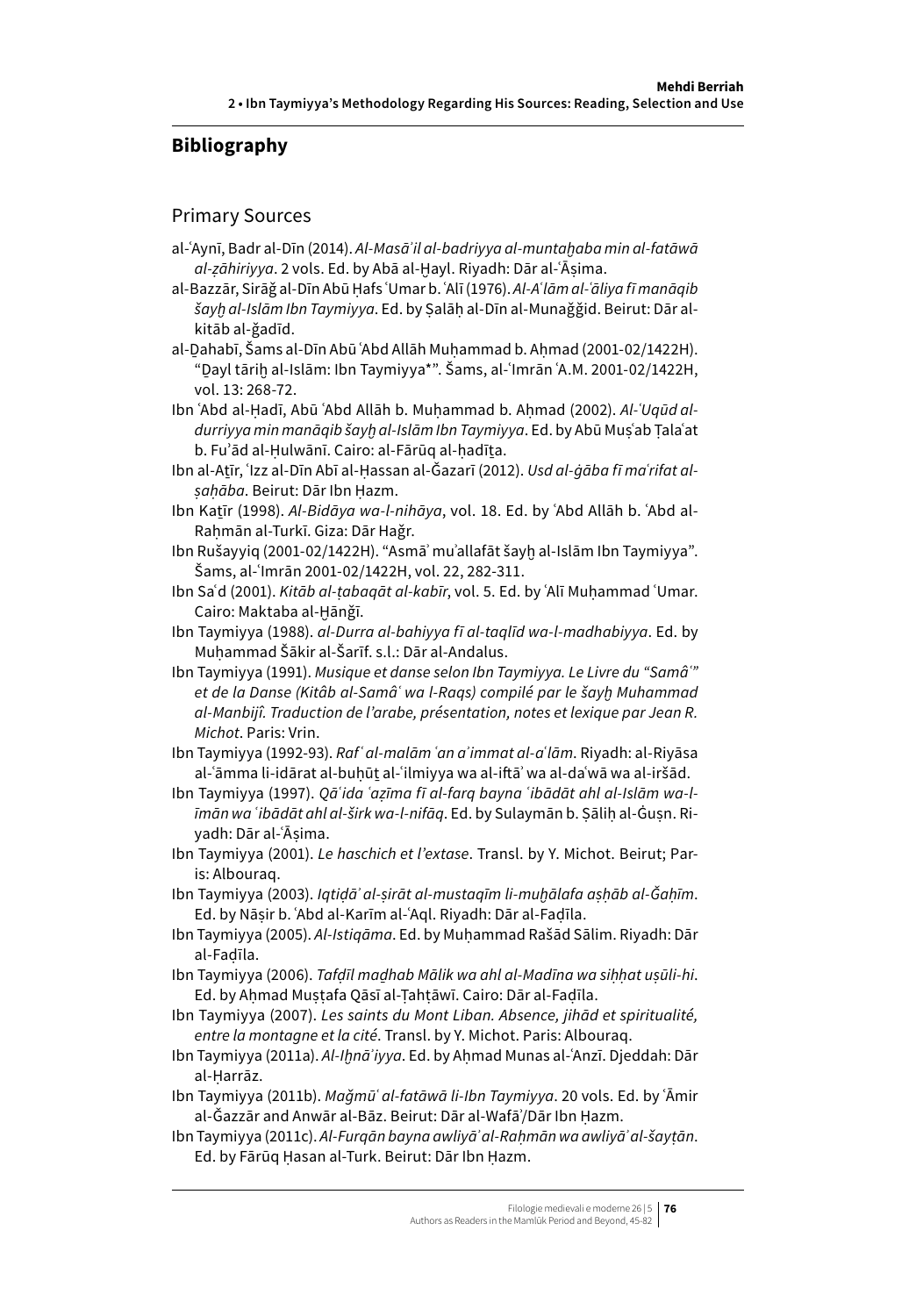## Bibliography

### Primary Sources

al-ʿAynī, Badr al-Dīn (2014). *Al-Masāʾil al-badriyya al-muntaḫaba min al-fatāwā al-ẓāhiriyya*. 2 vols. Ed. by Abā al-Ḫayl. Riyadh: Dār al-ʿĀṣima.

al-Bazzār, Sirāǧ al-Dīn Abū Ḥafs ʿUmar b. ʿAlī (1976). *Al-Aʿlām al-ʿāliya fī manāqib šayḫ al-Islām Ibn Taymiyya*. Ed. by Ṣalāḥ al-Dīn al-Munaǧǧid. Beirut: Dār al-kitāb al-ǧadīd.

al-Ḏahabī, Šams al-Dīn Abū ʿAbd Allāh Muḥammad b. Aḥmad (2001-02/1422H). "Ḏayl tāriḫ al-Islām: Ibn Taymiyya*". Šams, al-ʿImrān ʿA.M. 2001-02/1422H, vol. 13: 268-72.

Ibn ʿAbd al-Ḥadī, Abū ʿAbd Allāh b. Muḥammad b. Aḥmad (2002). *Al-ʿUqūd al-durriyya min manāqib šayḫ al-Islām Ibn Taymiyya*. Ed. by Abū Muṣʿab Ṭalaʿat b. Fuʾād al-Ḥulwānī. Cairo: al-Fārūq al-ḥadīṯa.

Ibn al-Aṯīr, ʿIzz al-Dīn Abī al-Ḥassan al-Ǧazarī (2012). *Usd al-ġāba fī maʿrifat al-ṣaḥāba*. Beirut: Dār Ibn Ḥazm.

Ibn Kaṯīr (1998). *Al-Bidāya wa-l-nihāya*, vol. 18. Ed. by ʿAbd Allāh b. ʿAbd al-Raḥmān al-Turkī. Giza: Dār Haǧr.

Ibn Rušayyiq (2001-02/1422H). "Asmāʾ muʾallafāt šayḫ al-Islām Ibn Taymiyya". Šams, al-ʿImrān 2001-02/1422H, vol. 22, 282-311.

Ibn Saʿd (2001). *Kitāb al-ṭabaqāt al-kabīr*, vol. 5. Ed. by ʿAlī Muḥammad ʿUmar. Cairo: Maktaba al-Ḫānǧī.

Ibn Taymiyya (1988). *al-Durra al-bahiyya fī al-taqlīd wa-l-madhabiyya*. Ed. by Muḥammad Šākir al-Šarīf. s.l.: Dār al-Andalus.

Ibn Taymiyya (1991). *Musique et danse selon Ibn Taymiyya. Le Livre du "Samâʿ" et de la Danse (Kitâb al-Samâʿ wa l-Raqs) compilé par le šayḫ Muhammad al-Manbijî. Traduction de l'arabe, présentation, notes et lexique par Jean R. Michot*. Paris: Vrin.

Ibn Taymiyya (1992-93). *Rafʿ al-malām ʿan aʾimmat al-aʿlām*. Riyadh: al-Riyāsa al-ʿāmma li-idārat al-buḥūṯ al-ʿilmiyya wa al-iftāʾ wa al-daʿwā wa al-iršād.

Ibn Taymiyya (1997). *Qāʿida ʿaẓīma fī al-farq bayna ʿibādāt ahl al-Islām wa-l-īmān wa ʿibādāt ahl al-širk wa-l-nifāq*. Ed. by Sulaymān b. Ṣāliḥ al-Ġuṣn. Riyadh: Dār al-ʿĀṣima.

Ibn Taymiyya (2001). *Le haschich et l'extase*. Transl. by Y. Michot. Beirut; Paris: Albouraq.

Ibn Taymiyya (2003). *Iqtiḍāʾ al-ṣirāt al-mustaqīm li-muḫālafa aṣḥāb al-Ǧaḥīm*. Ed. by Nāṣir b. ʿAbd al-Karīm al-ʿAql. Riyadh: Dār al-Faḍīla.

Ibn Taymiyya (2005). *Al-Istiqāma*. Ed. by Muḥammad Rašād Sālim. Riyadh: Dār al-Faḍīla.

Ibn Taymiyya (2006). *Tafḍīl maḏhab Mālik wa ahl al-Madīna wa siḥḥat uṣūli-hi*. Ed. by Aḥmad Muṣṭafa Qāsī al-Ṭahṭāwī. Cairo: Dār al-Faḍīla.

Ibn Taymiyya (2007). *Les saints du Mont Liban. Absence, jihād et spiritualité, entre la montagne et la cité*. Transl. by Y. Michot. Paris: Albouraq.

Ibn Taymiyya (2011a). *Al-Iḫnāʾiyya*. Ed. by Aḥmad Munas al-ʿAnzī. Djeddah: Dār al-Ḥarrāz.

Ibn Taymiyya (2011b). *Maǧmūʿ al-fatāwā li-Ibn Taymiyya*. 20 vols. Ed. by ʿĀmir al-Ǧazzār and Anwār al-Bāz. Beirut: Dār al-Wafāʾ/Dār Ibn Ḥazm.

Ibn Taymiyya (2011c). *Al-Furqān bayna awliyāʾ al-Raḥmān wa awliyāʾ al-šayṭān*. Ed. by Fārūq Ḥasan al-Turk. Beirut: Dār Ibn Ḥazm.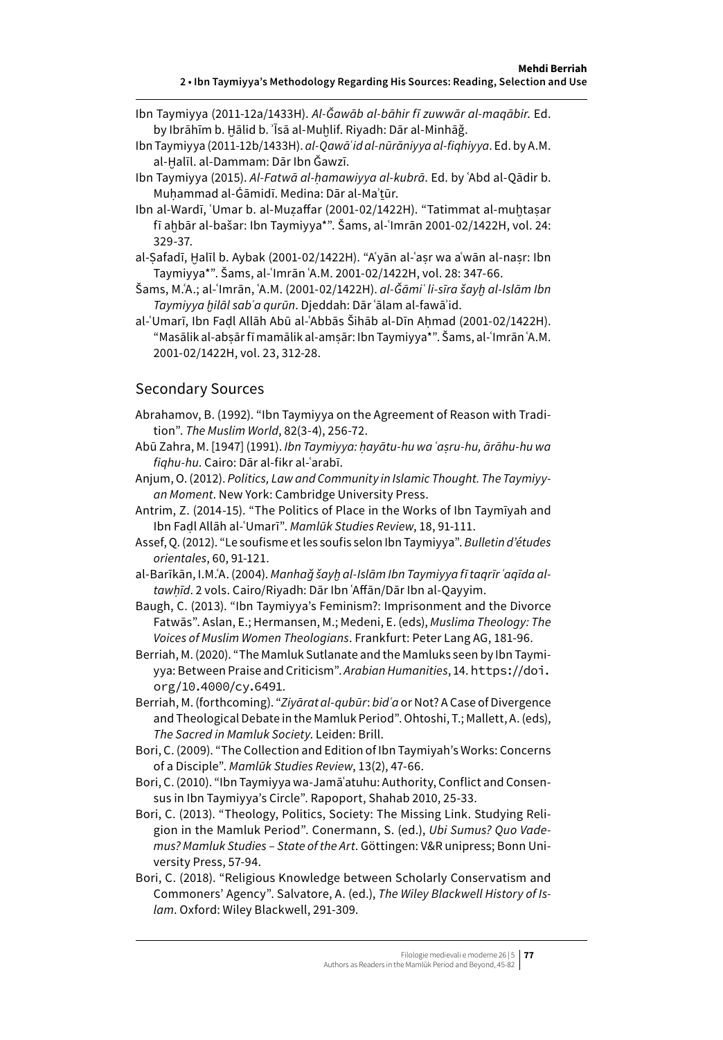Ibn Taymiyya (2011-12a/1433H). *Al-Ǧawāb al-bāhir fī zuwwār al-maqābir*. Ed. by Ibrāhīm b. Ḫālid b. ʿĪsā al-Muḫlif. Riyadh: Dār al-Minhāǧ.

Ibn Taymiyya (2011-12b/1433H). *al-Qawāʿid al-nūrāniyya al-fiqhiyya*. Ed. by A.M. al-Ḫalīl. al-Dammam: Dār Ibn Ǧawzī.

Ibn Taymiyya (2015). *Al-Fatwā al-ḥamawiyya al-kubrā*. Ed. by ʿAbd al-Qādir b. Muḥammad al-Ġāmidī. Medina: Dār al-Maʾṯūr.

Ibn al-Wardī, ʿUmar b. al-Muẓaffar (2001-02/1422H). "Tatimmat al-muḫtaṣar fī aḫbār al-bašar: Ibn Taymiyya*". Šams, al-ʿImrān 2001-02/1422H, vol. 24: 329-37.

al-Ṣafadī, Ḫalīl b. Aybak (2001-02/1422H). "Aʿyān al-ʿaṣr wa aʿwān al-naṣr: Ibn Taymiyya*". Šams, al-ʿImrān ʿA.M. 2001-02/1422H, vol. 28: 347-66.

Šams, M.ʿA.; al-ʿImrān, ʿA.M. (2001-02/1422H). *al-Ǧāmiʿ li-sīra šayḫ al-Islām Ibn Taymiyya ḫilāl sabʿa qurūn*. Djeddah: Dār ʿālam al-fawāʾid.

al-ʿUmarī, Ibn Faḍl Allāh Abū al-ʿAbbās Šihāb al-Dīn Aḥmad (2001-02/1422H). "Masālik al-abṣār fī mamālik al-amṣār: Ibn Taymiyya*". Šams, al-ʿImrān ʿA.M. 2001-02/1422H, vol. 23, 312-28.

## Secondary Sources

Abrahamov, B. (1992). "Ibn Taymiyya on the Agreement of Reason with Tradition". *The Muslim World*, 82(3-4), 256-72.

Abū Zahra, M. [1947] (1991). *Ibn Taymiyya: ḥayātu-hu wa ʿaṣru-hu, ārāhu-hu wa fiqhu-hu*. Cairo: Dār al-fikr al-ʿarabī.

Anjum, O. (2012). *Politics, Law and Community in Islamic Thought. The Taymiyyan Moment*. New York: Cambridge University Press.

Antrim, Z. (2014-15). "The Politics of Place in the Works of Ibn Taymīyah and Ibn Faḍl Allāh al-ʿUmarī". *Mamlūk Studies Review*, 18, 91-111.

Assef, Q. (2012). "Le soufisme et les soufis selon Ibn Taymiyya". *Bulletin d'études orientales*, 60, 91-121.

al-Barīkān, I.M.ʿA. (2004). *Manhaǧ šayḫ al-Islām Ibn Taymiyya fī taqrīr ʿaqīda al-tawḥīd*. 2 vols. Cairo/Riyadh: Dār Ibn ʿAffān/Dār Ibn al-Qayyim.

Baugh, C. (2013). "Ibn Taymiyya's Feminism?: Imprisonment and the Divorce Fatwās". Aslan, E.; Hermansen, M.; Medeni, E. (eds), *Muslima Theology: The Voices of Muslim Women Theologians*. Frankfurt: Peter Lang AG, 181-96.

Berriah, M. (2020). "The Mamluk Sutlanate and the Mamluks seen by Ibn Taymiyya: Between Praise and Criticism". *Arabian Humanities*, 14. https://doi.org/10.4000/cy.6491.

Berriah, M. (forthcoming). "*Ziyārat al-qubūr*: *bidʿa* or Not? A Case of Divergence and Theological Debate in the Mamluk Period". Ohtoshi, T.; Mallett, A. (eds), *The Sacred in Mamluk Society*. Leiden: Brill.

Bori, C. (2009). "The Collection and Edition of Ibn Taymiyah's Works: Concerns of a Disciple". *Mamlūk Studies Review*, 13(2), 47-66.

Bori, C. (2010). "Ibn Taymiyya wa-Jamāʿatuhu: Authority, Conflict and Consensus in Ibn Taymiyya's Circle". Rapoport, Shahab 2010, 25-33.

Bori, C. (2013). "Theology, Politics, Society: The Missing Link. Studying Religion in the Mamluk Period". Conermann, S. (ed.), *Ubi Sumus? Quo Vademus? Mamluk Studies – State of the Art*. Göttingen: V&R unipress; Bonn University Press, 57-94.

Bori, C. (2018). "Religious Knowledge between Scholarly Conservatism and Commoners' Agency". Salvatore, A. (ed.), *The Wiley Blackwell History of Islam*. Oxford: Wiley Blackwell, 291-309.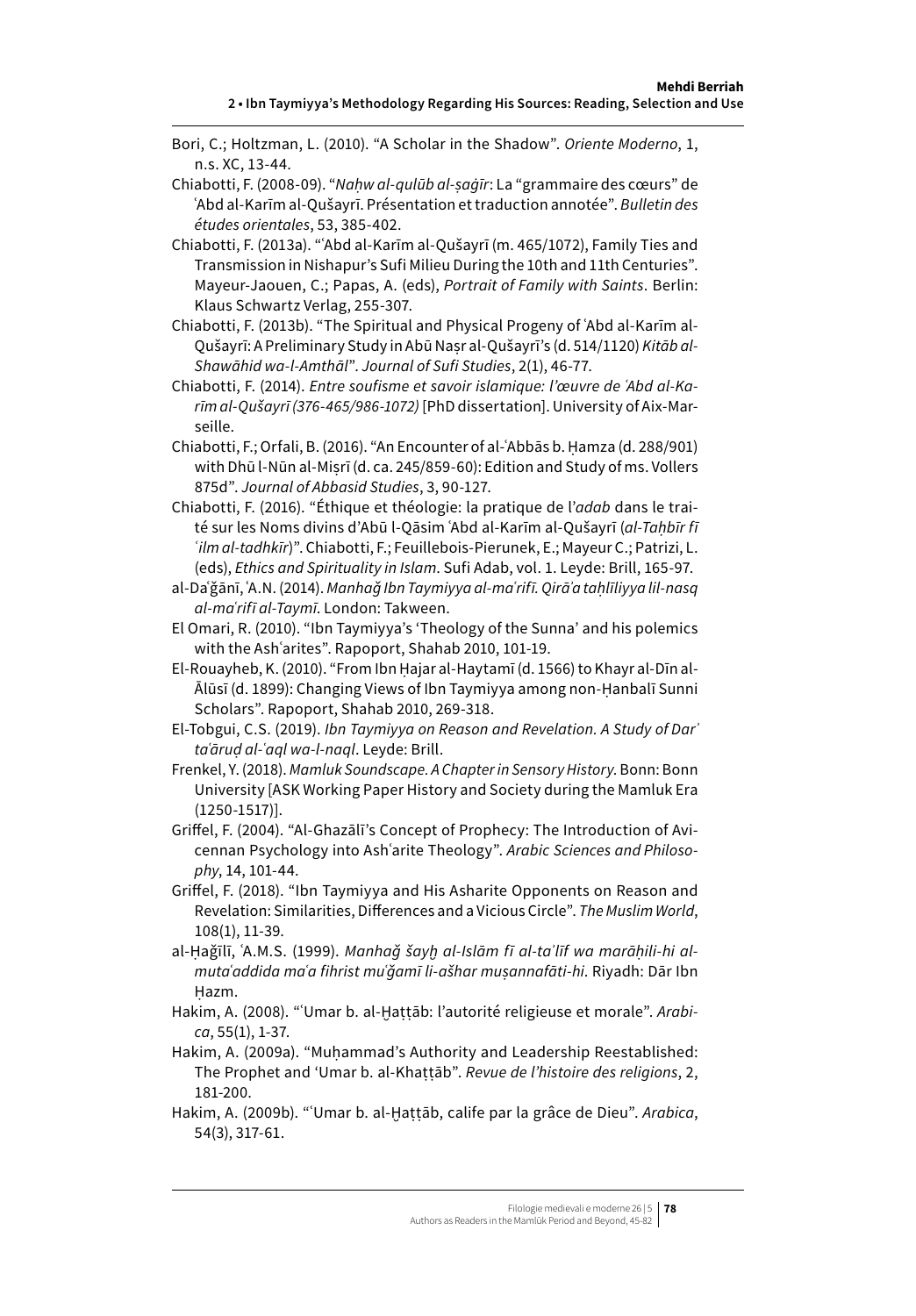Bori, C.; Holtzman, L. (2010). "A Scholar in the Shadow". *Oriente Moderno*, 1, n.s. XC, 13-44.

Chiabotti, F. (2008-09). "*Naḥw al-qulūb al-ṣaġīr*: La "grammaire des cœurs" de ʿAbd al-Karīm al-Qušayrī. Présentation et traduction annotée". *Bulletin des études orientales*, 53, 385-402.

Chiabotti, F. (2013a). "ʿAbd al-Karīm al-Qušayrī (m. 465/1072), Family Ties and Transmission in Nishapur's Sufi Milieu During the 10th and 11th Centuries". Mayeur-Jaouen, C.; Papas, A. (eds), *Portrait of Family with Saints*. Berlin: Klaus Schwartz Verlag, 255-307.

Chiabotti, F. (2013b). "The Spiritual and Physical Progeny of ʿAbd al-Karīm al-Qušayrī: A Preliminary Study in Abū Naṣr al-Qušayrī's (d. 514/1120) *Kitāb al-Shawāhid wa-l-Amthāl*". *Journal of Sufi Studies*, 2(1), 46-77.

Chiabotti, F. (2014). *Entre soufisme et savoir islamique: l'œuvre de ʿAbd al-Karīm al-Qušayrī (376-465/986-1072)* [PhD dissertation]. University of Aix-Marseille.

Chiabotti, F.; Orfali, B. (2016). "An Encounter of al-ʿAbbās b. Ḥamza (d. 288/901) with Dhū l-Nūn al-Miṣrī (d. ca. 245/859-60): Edition and Study of ms. Vollers 875d". *Journal of Abbasid Studies*, 3, 90-127.

Chiabotti, F. (2016). "Éthique et théologie: la pratique de l'*adab* dans le traité sur les Noms divins d'Abū l-Qāsim ʿAbd al-Karīm al-Qušayrī (*al-Taḥbīr fī ʿilm al-tadhkīr*)". Chiabotti, F.; Feuillebois-Pierunek, E.; Mayeur C.; Patrizi, L. (eds), *Ethics and Spirituality in Islam*. Sufi Adab, vol. 1. Leyde: Brill, 165-97.

al-Daʿǧānī, ʿA.N. (2014). *Manhaǧ Ibn Taymiyya al-maʿrifī. Qirāʾa taḥlīliyya lil-nasq al-maʿrifī al-Taymī*. London: Takween.

El Omari, R. (2010). "Ibn Taymiyya's 'Theology of the Sunna' and his polemics with the Ashʿarites". Rapoport, Shahab 2010, 101-19.

El-Rouayheb, K. (2010). "From Ibn Ḥajar al-Haytamī (d. 1566) to Khayr al-Dīn al-Ālūsī (d. 1899): Changing Views of Ibn Taymiyya among non-Ḥanbalī Sunni Scholars". Rapoport, Shahab 2010, 269-318.

El-Tobgui, C.S. (2019). *Ibn Taymiyya on Reason and Revelation. A Study of Darʾ taʿāruḍ al-ʿaql wa-l-naql*. Leyde: Brill.

Frenkel, Y. (2018). *Mamluk Soundscape. A Chapter in Sensory History*. Bonn: Bonn University [ASK Working Paper History and Society during the Mamluk Era (1250-1517)].

Griffel, F. (2004). "Al-Ghazālī's Concept of Prophecy: The Introduction of Avicennan Psychology into Ashʿarite Theology". *Arabic Sciences and Philosophy*, 14, 101-44.

Griffel, F. (2018). "Ibn Taymiyya and His Asharite Opponents on Reason and Revelation: Similarities, Differences and a Vicious Circle". *The Muslim World*, 108(1), 11-39.

al-Ḥaǧīlī, ʿA.M.S. (1999). *Manhaǧ šayḫ al-Islām fī al-taʾlīf wa marāḥili-hi al-mutaʿaddida maʿa fihrist muʿǧamī li-ašhar muṣannafāti-hi*. Riyadh: Dār Ibn Ḥazm.

Hakim, A. (2008). "ʿUmar b. al-Ḫaṭṭāb: l'autorité religieuse et morale". *Arabica*, 55(1), 1-37.

Hakim, A. (2009a). "Muḥammad's Authority and Leadership Reestablished: The Prophet and 'Umar b. al-Khaṭṭāb". *Revue de l'histoire des religions*, 2, 181-200.

Hakim, A. (2009b). "ʿUmar b. al-Ḫaṭṭāb, calife par la grâce de Dieu". *Arabica*, 54(3), 317-61.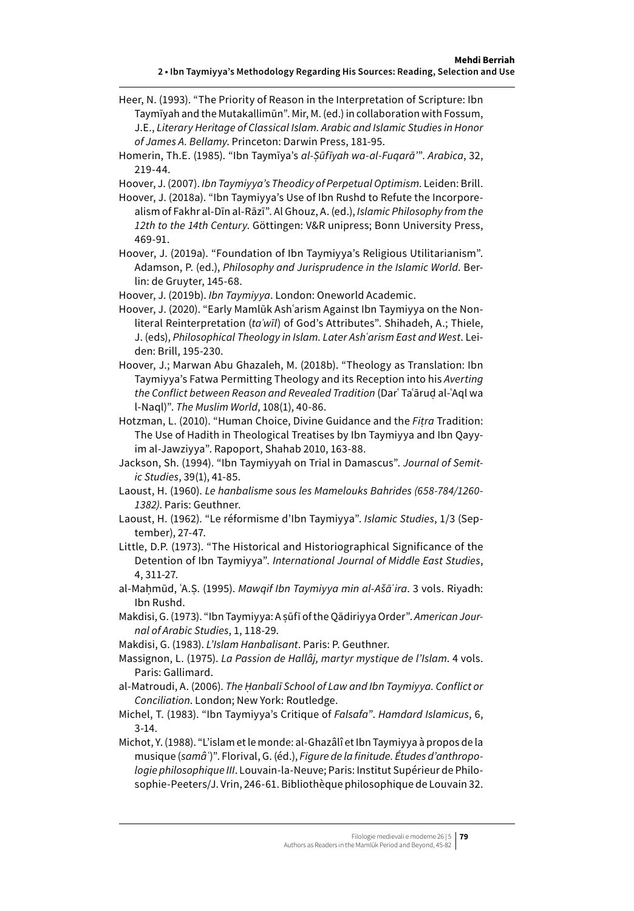Heer, N. (1993). “The Priority of Reason in the Interpretation of Scripture: Ibn Taymīyah and the Mutakallimūn”. Mir, M. (ed.) in collaboration with Fossum, J.E., *Literary Heritage of Classical Islam. Arabic and Islamic Studies in Honor of James A. Bellamy*. Princeton: Darwin Press, 181-95.

Homerin, Th.E. (1985). “Ibn Taymīya’s *al-Ṣūfīyah wa-al-Fuqarāʾ*”. *Arabica*, 32, 219-44.

Hoover, J. (2007). *Ibn Taymiyya’s Theodicy of Perpetual Optimism*. Leiden: Brill.

Hoover, J. (2018a). “Ibn Taymiyya’s Use of Ibn Rushd to Refute the Incorporealism of Fakhr al-Dīn al-Rāzī”. Al Ghouz, A. (ed.), *Islamic Philosophy from the 12th to the 14th Century*. Göttingen: V&R unipress; Bonn University Press, 469-91.

Hoover, J. (2019a). “Foundation of Ibn Taymiyya’s Religious Utilitarianism”. Adamson, P. (ed.), *Philosophy and Jurisprudence in the Islamic World*. Berlin: de Gruyter, 145-68.

Hoover, J. (2019b). *Ibn Taymiyya*. London: Oneworld Academic.

Hoover, J. (2020). “Early Mamlūk Ashʿarism Against Ibn Taymiyya on the Nonliteral Reinterpretation (*taʾwīl*) of God’s Attributes”. Shihadeh, A.; Thiele, J. (eds), *Philosophical Theology in Islam. Later Ashʿarism East and West*. Leiden: Brill, 195-230.

Hoover, J.; Marwan Abu Ghazaleh, M. (2018b). “Theology as Translation: Ibn Taymiyya’s Fatwa Permitting Theology and its Reception into his *Averting the Conflict between Reason and Revealed Tradition* (Darʾ Taʿāruḍ al-ʿAql wa l-Naql)”. *The Muslim World*, 108(1), 40-86.

Hotzman, L. (2010). “Human Choice, Divine Guidance and the *Fiṭra* Tradition: The Use of Hadith in Theological Treatises by Ibn Taymiyya and Ibn Qayyim al-Jawziyya”. Rapoport, Shahab 2010, 163-88.

Jackson, Sh. (1994). “Ibn Taymiyyah on Trial in Damascus”. *Journal of Semitic Studies*, 39(1), 41-85.

Laoust, H. (1960). *Le hanbalisme sous les Mamelouks Bahrides (658-784/1260-1382)*. Paris: Geuthner.

Laoust, H. (1962). “Le réformisme d’Ibn Taymiyya”. *Islamic Studies*, 1/3 (September), 27-47.

Little, D.P. (1973). “The Historical and Historiographical Significance of the Detention of Ibn Taymiyya”. *International Journal of Middle East Studies*, 4, 311-27.

al-Maḥmūd, ʿA.Ṣ. (1995). *Mawqif Ibn Taymiyya min al-Ašāʿira*. 3 vols. Riyadh: Ibn Rushd.

Makdisi, G. (1973). “Ibn Taymiyya: A ṣūfī of the Qādiriyya Order”. *American Journal of Arabic Studies*, 1, 118-29.

Makdisi, G. (1983). *L’Islam Hanbalisant*. Paris: P. Geuthner.

Massignon, L. (1975). *La Passion de Hallâj, martyr mystique de l’Islam*. 4 vols. Paris: Gallimard.

al-Matroudi, A. (2006). *The Ḥanbalī School of Law and Ibn Taymiyya. Conflict or Conciliation*. London; New York: Routledge.

Michel, T. (1983). “Ibn Taymiyya’s Critique of *Falsafa*”. *Hamdard Islamicus*, 6, 3-14.

Michot, Y. (1988). “L’islam et le monde: al-Ghazâlî et Ibn Taymiyya à propos de la musique (*samâʿ*)”. Florival, G. (éd.), *Figure de la finitude. Études d’anthropologie philosophique III*. Louvain-la-Neuve; Paris: Institut Supérieur de Philosophie-Peeters/J. Vrin, 246-61. Bibliothèque philosophique de Louvain 32.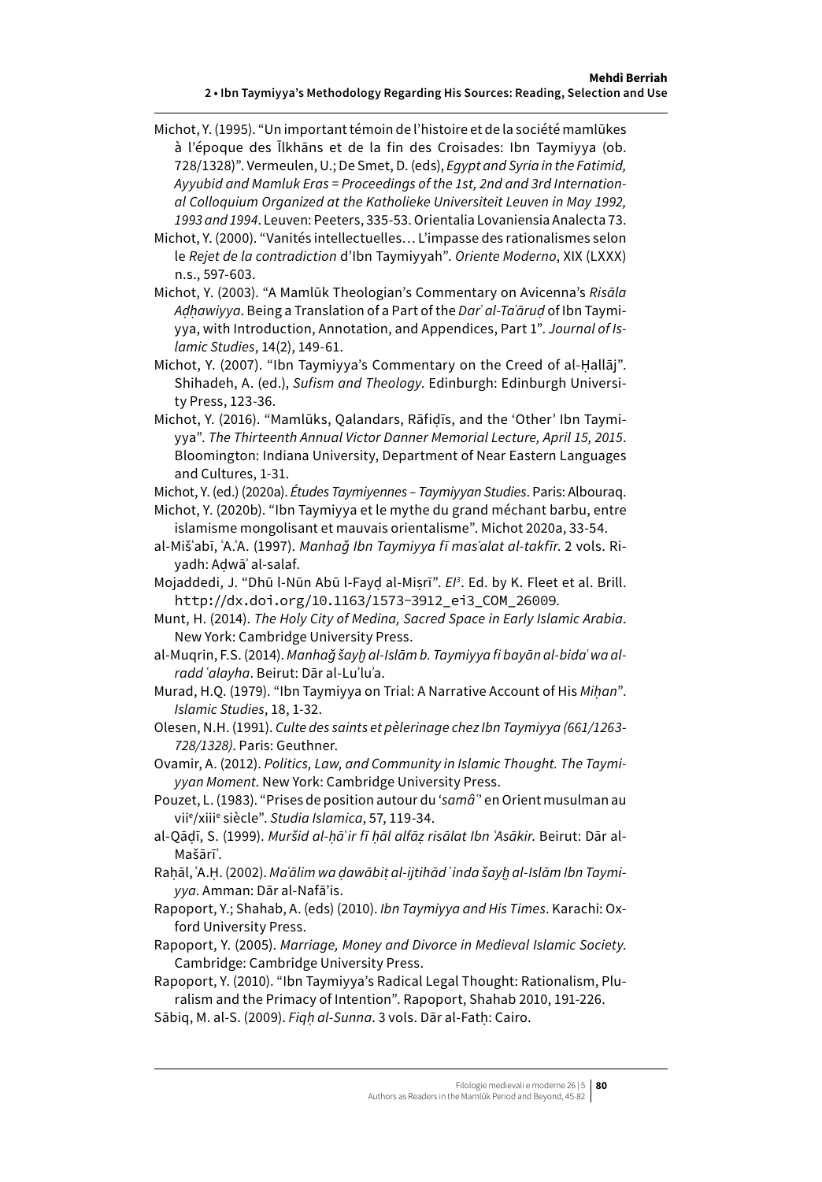Michot, Y. (1995). “Un important témoin de l’histoire et de la société mamlūkes à l’époque des Īlkhāns et de la fin des Croisades: Ibn Taymiyya (ob. 728/1328)”. Vermeulen, U.; De Smet, D. (eds), *Egypt and Syria in the Fatimid, Ayyubid and Mamluk Eras = Proceedings of the 1st, 2nd and 3rd International Colloquium Organized at the Katholieke Universiteit Leuven in May 1992, 1993 and 1994*. Leuven: Peeters, 335-53. Orientalia Lovaniensia Analecta 73.

Michot, Y. (2000). “Vanités intellectuelles… L’impasse des rationalismes selon le *Rejet de la contradiction* d’Ibn Taymiyyah”. *Oriente Moderno*, XIX (LXXX) n.s., 597-603.

Michot, Y. (2003). “A Mamlūk Theologian’s Commentary on Avicenna’s *Risāla Aḍḥawiyya*. Being a Translation of a Part of the *Darʾ al-Taʿāruḍ* of Ibn Taymiyya, with Introduction, Annotation, and Appendices, Part 1”. *Journal of Islamic Studies*, 14(2), 149-61.

Michot, Y. (2007). “Ibn Taymiyya’s Commentary on the Creed of al-Ḥallāj”. Shihadeh, A. (ed.), *Sufism and Theology*. Edinburgh: Edinburgh University Press, 123-36.

Michot, Y. (2016). “Mamlūks, Qalandars, Rāfiḍīs, and the ‘Other’ Ibn Taymiyya”. *The Thirteenth Annual Victor Danner Memorial Lecture, April 15, 2015*. Bloomington: Indiana University, Department of Near Eastern Languages and Cultures, 1-31.

Michot, Y. (ed.) (2020a). *Études Taymiyyennes – Taymiyyan Studies*. Paris: Albouraq.

Michot, Y. (2020b). “Ibn Taymiyya et le mythe du grand méchant barbu, entre islamisme mongolisant et mauvais orientalisme”. Michot 2020a, 33-54.

al-Mišʿabī, ʿA.ʿA. (1997). *Manhaǧ Ibn Taymiyya fī masʾalat al-takfīr*. 2 vols. Riyadh: Aḍwāʾ al-salaf.

Mojaddedi, J. “Dhū l-Nūn Abū l-Fayḍ al-Miṣrī”. *EI*[3]. Ed. by K. Fleet et al. Brill. http://dx.doi.org/10.1163/1573-3912_ei3_COM_26009.

Munt, H. (2014). *The Holy City of Medina, Sacred Space in Early Islamic Arabia*. New York: Cambridge University Press.

al-Muqrin, F.S. (2014). *Manhaǧ šayḫ al-Islām b. Taymiyya fi bayān al-bidaʿ wa al-radd ʿalayha*. Beirut: Dār al-Luʾluʾa.

Murad, H.Q. (1979). “Ibn Taymiyya on Trial: A Narrative Account of His *Miḥan*”. *Islamic Studies*, 18, 1-32.

Olesen, N.H. (1991). *Culte des saints et pèlerinage chez Ibn Taymiyya (661/1263-728/1328)*. Paris: Geuthner.

Ovamir, A. (2012). *Politics, Law, and Community in Islamic Thought. The Taymiyyan Moment*. New York: Cambridge University Press.

Pouzet, L. (1983). “Prises de position autour du ‘*samâʿ*’ en Orient musulman au vii[e]/xiii[e] siècle”. *Studia Islamica*, 57, 119-34.

al-Qāḍī, S. (1999). *Muršid al-ḥāʾir fī ḥāl alfāẓ risālat Ibn ʿAsākir*. Beirut: Dār al-Mašārīʿ.

Raḥāl, ʿA.Ḥ. (2002). *Maʿālim wa ḍawābiṭ al-ijtihād ʿinda šayḫ al-Islām Ibn Taymiyya*. Amman: Dār al-Nafāʾis.

Rapoport, Y.; Shahab, A. (eds) (2010). *Ibn Taymiyya and His Times*. Karachi: Oxford University Press.

Rapoport, Y. (2005). *Marriage, Money and Divorce in Medieval Islamic Society*. Cambridge: Cambridge University Press.

Rapoport, Y. (2010). “Ibn Taymiyya’s Radical Legal Thought: Rationalism, Pluralism and the Primacy of Intention”. Rapoport, Shahab 2010, 191-226.

Sābiq, M. al-S. (2009). *Fiqh al-Sunna*. 3 vols. Dār al-Fatḥ: Cairo.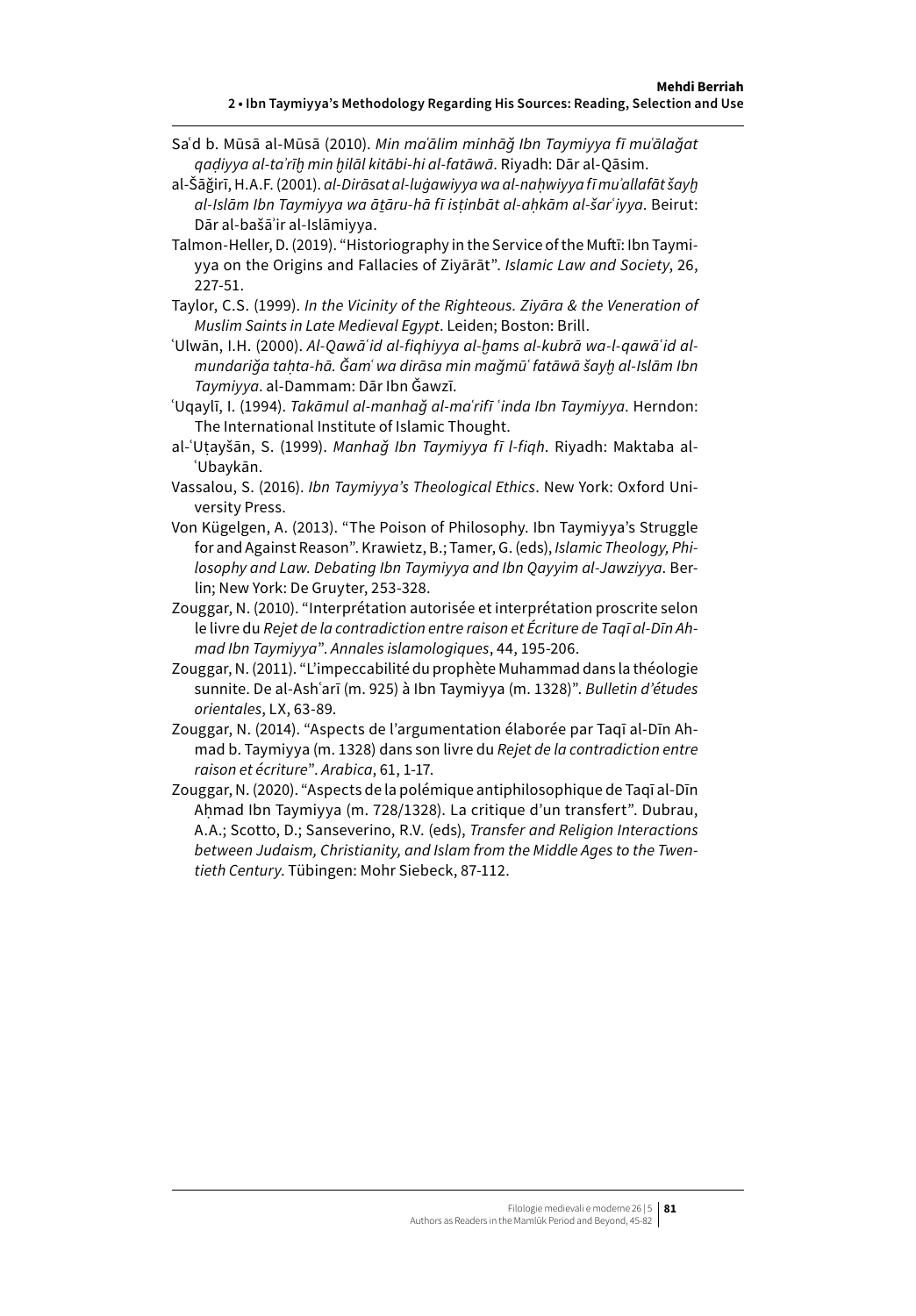Saʿd b. Mūsā al-Mūsā (2010). *Min maʿālim minhāǧ Ibn Taymiyya fī muʿālaǧat qaḍiyya al-taʾrīḫ min ḫilāl kitābi-hi al-fatāwā*. Riyadh: Dār al-Qāsim.

al-Šāǧirī, H.A.F. (2001). *al-Dirāsat al-luġawiyya wa al-naḥwiyya fī muʾallafāt šayḫ al-Islām Ibn Taymiyya wa āṯāru-hā fī istinbāt al-aḥkām al-šarʿiyya*. Beirut: Dār al-bašāʾir al-Islāmiyya.

Talmon-Heller, D. (2019). "Historiography in the Service of the Muftī: Ibn Taymiyya on the Origins and Fallacies of Ziyārāt". *Islamic Law and Society*, 26, 227-51.

Taylor, C.S. (1999). *In the Vicinity of the Righteous. Ziyāra & the Veneration of Muslim Saints in Late Medieval Egypt*. Leiden; Boston: Brill.

ʿUlwān, I.H. (2000). *Al-Qawāʿid al-fiqhiyya al-ḫams al-kubrā wa-l-qawāʿid al-mundariǧa taḥta-hā. Ǧamʿ wa dirāsa min maǧmūʿ fatāwā šayḫ al-Islām Ibn Taymiyya*. al-Dammam: Dār Ibn Ǧawzī.

ʿUqaylī, I. (1994). *Takāmul al-manhaǧ al-maʿrifī ʿinda Ibn Taymiyya*. Herndon: The International Institute of Islamic Thought.

al-ʿUṭayšān, S. (1999). *Manhaǧ Ibn Taymiyya fī l-fiqh*. Riyadh: Maktaba al-ʿUbaykān.

Vassalou, S. (2016). *Ibn Taymiyya's Theological Ethics*. New York: Oxford University Press.

Von Kügelgen, A. (2013). "The Poison of Philosophy. Ibn Taymiyya's Struggle for and Against Reason". Krawietz, B.; Tamer, G. (eds), *Islamic Theology, Philosophy and Law. Debating Ibn Taymiyya and Ibn Qayyim al-Jawziyya*. Berlin; New York: De Gruyter, 253-328.

Zouggar, N. (2010). "Interprétation autorisée et interprétation proscrite selon le livre du *Rejet de la contradiction entre raison et Écriture de Taqī al-Dīn Ahmad Ibn Taymiyya*". *Annales islamologiques*, 44, 195-206.

Zouggar, N. (2011). "L'impeccabilité du prophète Muhammad dans la théologie sunnite. De al-Ashʿarī (m. 925) à Ibn Taymiyya (m. 1328)". *Bulletin d'études orientales*, LX, 63-89.

Zouggar, N. (2014). "Aspects de l'argumentation élaborée par Taqī al-Dīn Ahmad b. Taymiyya (m. 1328) dans son livre du *Rejet de la contradiction entre raison et écriture*". *Arabica*, 61, 1-17.

Zouggar, N. (2020). "Aspects de la polémique antiphilosophique de Taqī al-Dīn Aḥmad Ibn Taymiyya (m. 728/1328). La critique d'un transfert". Dubrau, A.A.; Scotto, D.; Sanseverino, R.V. (eds), *Transfer and Religion Interactions between Judaism, Christianity, and Islam from the Middle Ages to the Twentieth Century*. Tübingen: Mohr Siebeck, 87-112.